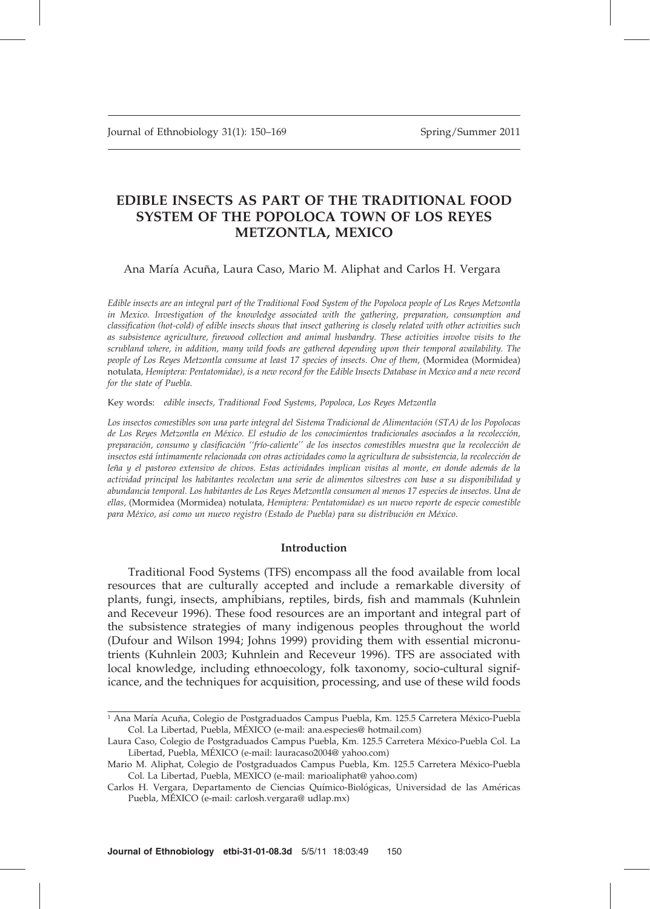# EDIBLE INSECTS AS PART OF THE TRADITIONAL FOOD SYSTEM OF THE POPOLOCA TOWN OF LOS REYES METZONTLA, MEXICO

Ana María Acuña, Laura Caso, Mario M. Aliphat and Carlos H. Vergara

*Edible insects are an integral part of the Traditional Food System of the Popoloca people of Los Reyes Metzontla in Mexico. Investigation of the knowledge associated with the gathering, preparation, consumption and classification (hot-cold) of edible insects shows that insect gathering is closely related with other activities such as subsistence agriculture, firewood collection and animal husbandry. These activities involve visits to the scrubland where, in addition, many wild foods are gathered depending upon their temporal availability. The people of Los Reyes Metzontla consume at least 17 species of insects. One of them,* (Mormidea (Mormidea) notulata*, Hemiptera: Pentatomidae), is a new record for the Edible Insects Database in Mexico and a new record for the state of Puebla.*

Key words: *edible insects, Traditional Food Systems, Popoloca, Los Reyes Metzontla*

*Los insectos comestibles son una parte integral del Sistema Tradicional de Alimentación (STA) de los Popolocas de Los Reyes Metzontla en México. El estudio de los conocimientos tradicionales asociados a la recolección, preparación, consumo y clasificación ''frío-caliente'' de los insectos comestibles muestra que la recolección de insectos está íntimamente relacionada con otras actividades como la agricultura de subsistencia, la recolección de leña y el pastoreo extensivo de chivos. Estas actividades implican visitas al monte, en donde además de la actividad principal los habitantes recolectan una serie de alimentos silvestres con base a su disponibilidad y abundancia temporal. Los habitantes de Los Reyes Metzontla consumen al menos 17 especies de insectos. Una de ellas,* (Mormidea (Mormidea) notulata*, Hemiptera: Pentatomidae) es un nuevo reporte de especie comestible para México, así como un nuevo registro (Estado de Puebla) para su distribución en México.*

## Introduction

Traditional Food Systems (TFS) encompass all the food available from local resources that are culturally accepted and include a remarkable diversity of plants, fungi, insects, amphibians, reptiles, birds, fish and mammals (Kuhnlein and Receveur 1996). These food resources are an important and integral part of the subsistence strategies of many indigenous peoples throughout the world (Dufour and Wilson 1994; Johns 1999) providing them with essential micronutrients (Kuhnlein 2003; Kuhnlein and Receveur 1996). TFS are associated with local knowledge, including ethnoecology, folk taxonomy, socio-cultural significance, and the techniques for acquisition, processing, and use of these wild foods

---

[1] Ana María Acuña, Colegio de Postgraduados Campus Puebla, Km. 125.5 Carretera México-Puebla Col. La Libertad, Puebla, MÉXICO (e-mail: ana.especies@ hotmail.com)

Laura Caso, Colegio de Postgraduados Campus Puebla, Km. 125.5 Carretera México-Puebla Col. La Libertad, Puebla, MÉXICO (e-mail: lauracaso2004@ yahoo.com)

Mario M. Aliphat, Colegio de Postgraduados Campus Puebla, Km. 125.5 Carretera México-Puebla Col. La Libertad, Puebla, MEXICO (e-mail: marioaliphat@ yahoo.com)

Carlos H. Vergara, Departamento de Ciencias Químico-Biológicas, Universidad de las Américas Puebla, MÉXICO (e-mail: carlosh.vergara@ udlap.mx)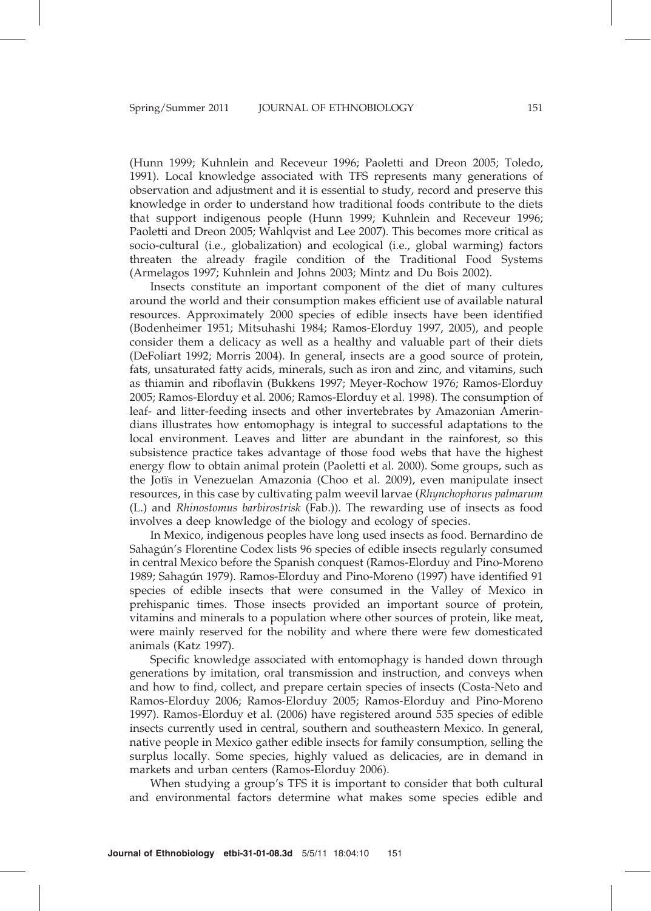(Hunn 1999; Kuhnlein and Receveur 1996; Paoletti and Dreon 2005; Toledo, 1991). Local knowledge associated with TFS represents many generations of observation and adjustment and it is essential to study, record and preserve this knowledge in order to understand how traditional foods contribute to the diets that support indigenous people (Hunn 1999; Kuhnlein and Receveur 1996; Paoletti and Dreon 2005; Wahlqvist and Lee 2007). This becomes more critical as socio-cultural (i.e., globalization) and ecological (i.e., global warming) factors threaten the already fragile condition of the Traditional Food Systems (Armelagos 1997; Kuhnlein and Johns 2003; Mintz and Du Bois 2002).

Insects constitute an important component of the diet of many cultures around the world and their consumption makes efficient use of available natural resources. Approximately 2000 species of edible insects have been identified (Bodenheimer 1951; Mitsuhashi 1984; Ramos-Elorduy 1997, 2005), and people consider them a delicacy as well as a healthy and valuable part of their diets (DeFoliart 1992; Morris 2004). In general, insects are a good source of protein, fats, unsaturated fatty acids, minerals, such as iron and zinc, and vitamins, such as thiamin and riboflavin (Bukkens 1997; Meyer-Rochow 1976; Ramos-Elorduy 2005; Ramos-Elorduy et al. 2006; Ramos-Elorduy et al. 1998). The consumption of leaf- and litter-feeding insects and other invertebrates by Amazonian Amerindians illustrates how entomophagy is integral to successful adaptations to the local environment. Leaves and litter are abundant in the rainforest, so this subsistence practice takes advantage of those food webs that have the highest energy flow to obtain animal protein (Paoletti et al. 2000). Some groups, such as the Jotïs in Venezuelan Amazonia (Choo et al. 2009), even manipulate insect resources, in this case by cultivating palm weevil larvae (*Rhynchophorus palmarum* (L.) and *Rhinostomus barbirostrisk* (Fab.)). The rewarding use of insects as food involves a deep knowledge of the biology and ecology of species.

In Mexico, indigenous peoples have long used insects as food. Bernardino de Sahagún's Florentine Codex lists 96 species of edible insects regularly consumed in central Mexico before the Spanish conquest (Ramos-Elorduy and Pino-Moreno 1989; Sahagún 1979). Ramos-Elorduy and Pino-Moreno (1997) have identified 91 species of edible insects that were consumed in the Valley of Mexico in prehispanic times. Those insects provided an important source of protein, vitamins and minerals to a population where other sources of protein, like meat, were mainly reserved for the nobility and where there were few domesticated animals (Katz 1997).

Specific knowledge associated with entomophagy is handed down through generations by imitation, oral transmission and instruction, and conveys when and how to find, collect, and prepare certain species of insects (Costa-Neto and Ramos-Elorduy 2006; Ramos-Elorduy 2005; Ramos-Elorduy and Pino-Moreno 1997). Ramos-Elorduy et al. (2006) have registered around 535 species of edible insects currently used in central, southern and southeastern Mexico. In general, native people in Mexico gather edible insects for family consumption, selling the surplus locally. Some species, highly valued as delicacies, are in demand in markets and urban centers (Ramos-Elorduy 2006).

When studying a group's TFS it is important to consider that both cultural and environmental factors determine what makes some species edible and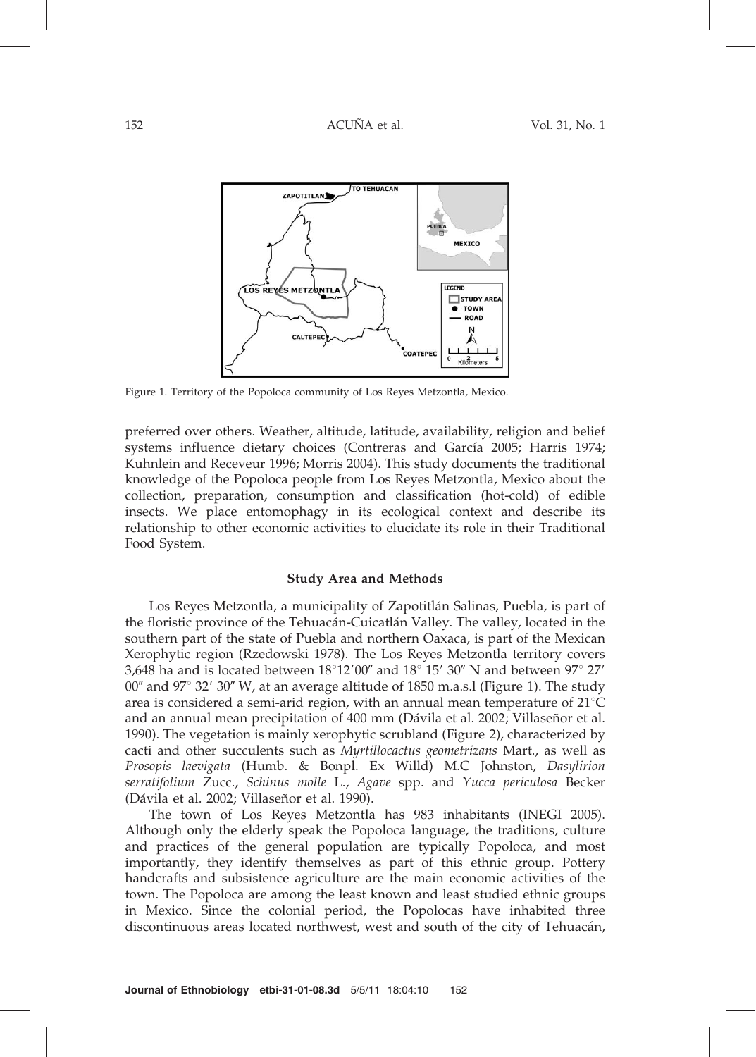Figure 1. Territory of the Popoloca community of Los Reyes Metzontla, Mexico.

preferred over others. Weather, altitude, latitude, availability, religion and belief systems influence dietary choices (Contreras and García 2005; Harris 1974; Kuhnlein and Receveur 1996; Morris 2004). This study documents the traditional knowledge of the Popoloca people from Los Reyes Metzontla, Mexico about the collection, preparation, consumption and classification (hot-cold) of edible insects. We place entomophagy in its ecological context and describe its relationship to other economic activities to elucidate its role in their Traditional Food System.

## Study Area and Methods

Los Reyes Metzontla, a municipality of Zapotitlán Salinas, Puebla, is part of the floristic province of the Tehuacán-Cuicatlán Valley. The valley, located in the southern part of the state of Puebla and northern Oaxaca, is part of the Mexican Xerophytic region (Rzedowski 1978). The Los Reyes Metzontla territory covers 3,648 ha and is located between 18°12′00″ and 18° 15′ 30″ N and between 97° 27′ 00″ and 97° 32′ 30″ W, at an average altitude of 1850 m.a.s.l (Figure 1). The study area is considered a semi-arid region, with an annual mean temperature of 21°C and an annual mean precipitation of 400 mm (Dávila et al. 2002; Villaseñor et al. 1990). The vegetation is mainly xerophytic scrubland (Figure 2), characterized by cacti and other succulents such as *Myrtillocactus geometrizans* Mart., as well as *Prosopis laevigata* (Humb. & Bonpl. Ex Willd) M.C Johnston, *Dasylirion serratifolium* Zucc., *Schinus molle* L., *Agave* spp. and *Yucca periculosa* Becker (Dávila et al. 2002; Villaseñor et al. 1990).

The town of Los Reyes Metzontla has 983 inhabitants (INEGI 2005). Although only the elderly speak the Popoloca language, the traditions, culture and practices of the general population are typically Popoloca, and most importantly, they identify themselves as part of this ethnic group. Pottery handcrafts and subsistence agriculture are the main economic activities of the town. The Popoloca are among the least known and least studied ethnic groups in Mexico. Since the colonial period, the Popolocas have inhabited three discontinuous areas located northwest, west and south of the city of Tehuacán,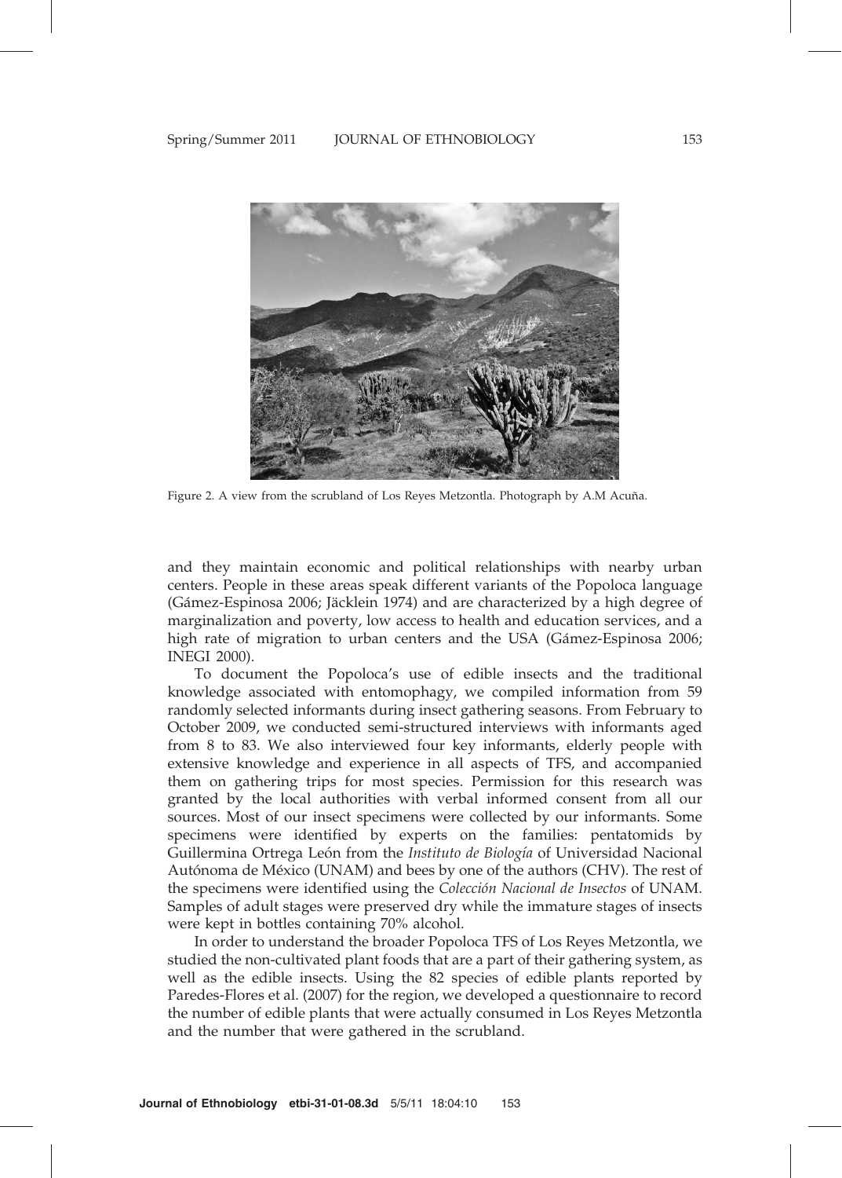Figure 2. A view from the scrubland of Los Reyes Metzontla. Photograph by A.M Acuña.

and they maintain economic and political relationships with nearby urban centers. People in these areas speak different variants of the Popoloca language (Gámez-Espinosa 2006; Jäcklein 1974) and are characterized by a high degree of marginalization and poverty, low access to health and education services, and a high rate of migration to urban centers and the USA (Gámez-Espinosa 2006; INEGI 2000).

To document the Popoloca's use of edible insects and the traditional knowledge associated with entomophagy, we compiled information from 59 randomly selected informants during insect gathering seasons. From February to October 2009, we conducted semi-structured interviews with informants aged from 8 to 83. We also interviewed four key informants, elderly people with extensive knowledge and experience in all aspects of TFS, and accompanied them on gathering trips for most species. Permission for this research was granted by the local authorities with verbal informed consent from all our sources. Most of our insect specimens were collected by our informants. Some specimens were identified by experts on the families: pentatomids by Guillermina Ortrega León from the *Instituto de Biología* of Universidad Nacional Autónoma de México (UNAM) and bees by one of the authors (CHV). The rest of the specimens were identified using the *Colección Nacional de Insectos* of UNAM. Samples of adult stages were preserved dry while the immature stages of insects were kept in bottles containing 70% alcohol.

In order to understand the broader Popoloca TFS of Los Reyes Metzontla, we studied the non-cultivated plant foods that are a part of their gathering system, as well as the edible insects. Using the 82 species of edible plants reported by Paredes-Flores et al. (2007) for the region, we developed a questionnaire to record the number of edible plants that were actually consumed in Los Reyes Metzontla and the number that were gathered in the scrubland.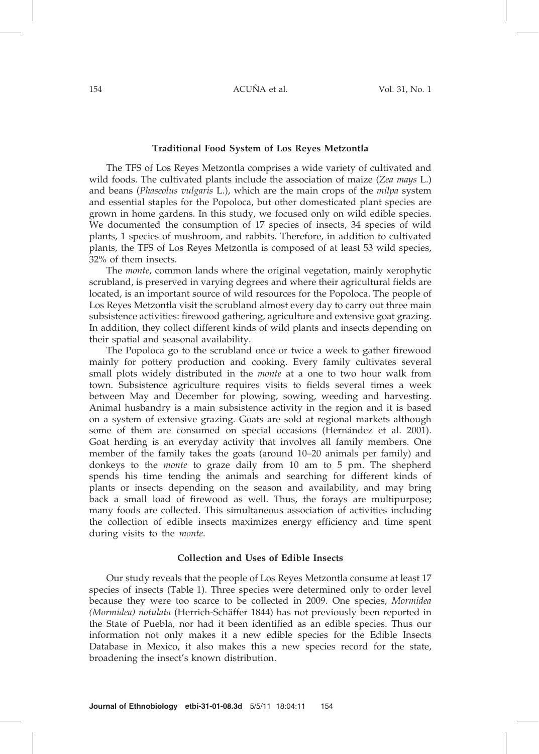### Traditional Food System of Los Reyes Metzontla

The TFS of Los Reyes Metzontla comprises a wide variety of cultivated and wild foods. The cultivated plants include the association of maize (*Zea mays* L.) and beans (*Phaseolus vulgaris* L.), which are the main crops of the *milpa* system and essential staples for the Popoloca, but other domesticated plant species are grown in home gardens. In this study, we focused only on wild edible species. We documented the consumption of 17 species of insects, 34 species of wild plants, 1 species of mushroom, and rabbits. Therefore, in addition to cultivated plants, the TFS of Los Reyes Metzontla is composed of at least 53 wild species, 32% of them insects.

The *monte*, common lands where the original vegetation, mainly xerophytic scrubland, is preserved in varying degrees and where their agricultural fields are located, is an important source of wild resources for the Popoloca. The people of Los Reyes Metzontla visit the scrubland almost every day to carry out three main subsistence activities: firewood gathering, agriculture and extensive goat grazing. In addition, they collect different kinds of wild plants and insects depending on their spatial and seasonal availability.

The Popoloca go to the scrubland once or twice a week to gather firewood mainly for pottery production and cooking. Every family cultivates several small plots widely distributed in the *monte* at a one to two hour walk from town. Subsistence agriculture requires visits to fields several times a week between May and December for plowing, sowing, weeding and harvesting. Animal husbandry is a main subsistence activity in the region and it is based on a system of extensive grazing. Goats are sold at regional markets although some of them are consumed on special occasions (Hernández et al. 2001). Goat herding is an everyday activity that involves all family members. One member of the family takes the goats (around 10–20 animals per family) and donkeys to the *monte* to graze daily from 10 am to 5 pm. The shepherd spends his time tending the animals and searching for different kinds of plants or insects depending on the season and availability, and may bring back a small load of firewood as well. Thus, the forays are multipurpose; many foods are collected. This simultaneous association of activities including the collection of edible insects maximizes energy efficiency and time spent during visits to the *monte*.

### Collection and Uses of Edible Insects

Our study reveals that the people of Los Reyes Metzontla consume at least 17 species of insects (Table 1). Three species were determined only to order level because they were too scarce to be collected in 2009. One species, *Mormidea (Mormidea) notulata* (Herrich-Schäffer 1844) has not previously been reported in the State of Puebla, nor had it been identified as an edible species. Thus our information not only makes it a new edible species for the Edible Insects Database in Mexico, it also makes this a new species record for the state, broadening the insect's known distribution.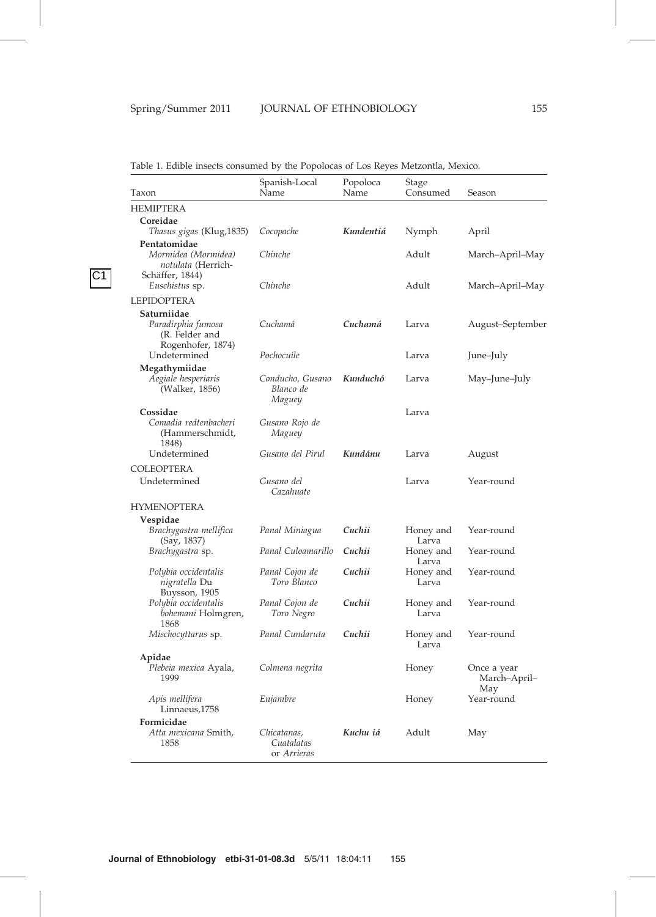Table 1. Edible insects consumed by the Popolocas of Los Reyes Metzontla, Mexico.

| Taxon | Spanish-Local Name | Popoloca Name | Stage Consumed | Season |
|---|---|---|---|---|
| HEMIPTERA | | | | |
| **Coreidae** | | | | |
| *Thasus gigas* (Klug,1835) | *Cocopache* | ***Kundentiá*** | Nymph | April |
| **Pentatomidae** | | | | |
| *Mormidea (Mormidea) notulata* (Herrich-Schäffer, 1844) | *Chinche* | | Adult | March–April–May |
| *Euschistus* sp. | *Chinche* | | Adult | March–April–May |
| LEPIDOPTERA | | | | |
| **Saturniidae** | | | | |
| *Paradirphia fumosa* (R. Felder and Rogenhofer, 1874) | *Cuchamá* | ***Cuchamá*** | Larva | August–September |
| Undetermined | *Pochocuile* | | Larva | June–July |
| **Megathymiidae** | | | | |
| *Aegiale hesperiaris* (Walker, 1856) | *Conducho, Gusano Blanco de Maguey* | ***Kunduchó*** | Larva | May–June–July |
| **Cossidae** | | | Larva | |
| *Comadia redtenbacheri* (Hammerschmidt, 1848) | *Gusano Rojo de Maguey* | | | |
| Undetermined | *Gusano del Pirul* | ***Kundánu*** | Larva | August |
| COLEOPTERA | | | | |
| Undetermined | *Gusano del Cazahuate* | | Larva | Year-round |
| HYMENOPTERA | | | | |
| **Vespidae** | | | | |
| *Brachygastra mellifica* (Say, 1837) | *Panal Miniagua* | ***Cuchii*** | Honey and Larva | Year-round |
| *Brachygastra* sp. | *Panal Culoamarillo* | ***Cuchii*** | Honey and Larva | Year-round |
| *Polybia occidentalis nigratella* Du Buysson, 1905 | *Panal Cojon de Toro Blanco* | ***Cuchii*** | Honey and Larva | Year-round |
| *Polybia occidentalis bohemani* Holmgren, 1868 | *Panal Cojon de Toro Negro* | ***Cuchii*** | Honey and Larva | Year-round |
| *Mischocyttarus* sp. | *Panal Cundaruta* | ***Cuchii*** | Honey and Larva | Year-round |
| **Apidae** | | | | |
| *Plebeia mexica* Ayala, 1999 | *Colmena negrita* | | Honey | Once a year March–April–May |
| *Apis mellifera* Linnaeus,1758 | *Enjambre* | | Honey | Year-round |
| **Formicidae** | | | | |
| *Atta mexicana* Smith, 1858 | *Chicatanas, Cuatalatas* or *Arrieras* | ***Kuchu iá*** | Adult | May |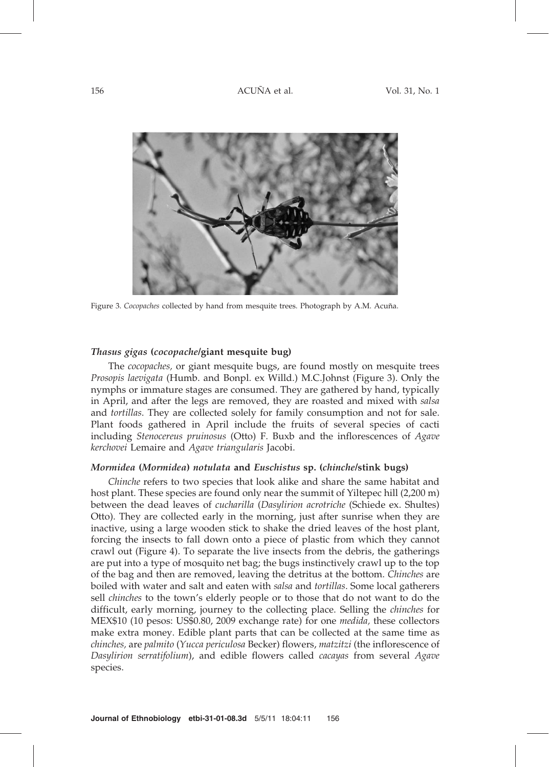Figure 3. *Cocopaches* collected by hand from mesquite trees. Photograph by A.M. Acuña.

### *Thasus gigas* (*cocopache*/giant mesquite bug)

The *cocopaches,* or giant mesquite bugs, are found mostly on mesquite trees *Prosopis laevigata* (Humb. and Bonpl. ex Willd.) M.C.Johnst (Figure 3). Only the nymphs or immature stages are consumed. They are gathered by hand, typically in April, and after the legs are removed, they are roasted and mixed with *salsa* and *tortillas*. They are collected solely for family consumption and not for sale. Plant foods gathered in April include the fruits of several species of cacti including *Stenocereus pruinosus* (Otto) F. Buxb and the inflorescences of *Agave kerchovei* Lemaire and *Agave triangularis* Jacobi.

### *Mormidea* (*Mormidea*) *notulata* and *Euschistus* sp. (*chinche*/stink bugs)

*Chinche* refers to two species that look alike and share the same habitat and host plant. These species are found only near the summit of Yiltepec hill (2,200 m) between the dead leaves of *cucharilla* (*Dasylirion acrotriche* (Schiede ex. Shultes) Otto). They are collected early in the morning, just after sunrise when they are inactive, using a large wooden stick to shake the dried leaves of the host plant, forcing the insects to fall down onto a piece of plastic from which they cannot crawl out (Figure 4). To separate the live insects from the debris, the gatherings are put into a type of mosquito net bag; the bugs instinctively crawl up to the top of the bag and then are removed, leaving the detritus at the bottom. *Chinches* are boiled with water and salt and eaten with *salsa* and *tortillas*. Some local gatherers sell *chinches* to the town's elderly people or to those that do not want to do the difficult, early morning, journey to the collecting place. Selling the *chinches* for MEX$10 (10 pesos: US$0.80, 2009 exchange rate) for one *medida,* these collectors make extra money. Edible plant parts that can be collected at the same time as *chinches,* are *palmito* (*Yucca periculosa* Becker) flowers, *matzitzi* (the inflorescence of *Dasylirion serratifolium*), and edible flowers called *cacayas* from several *Agave* species.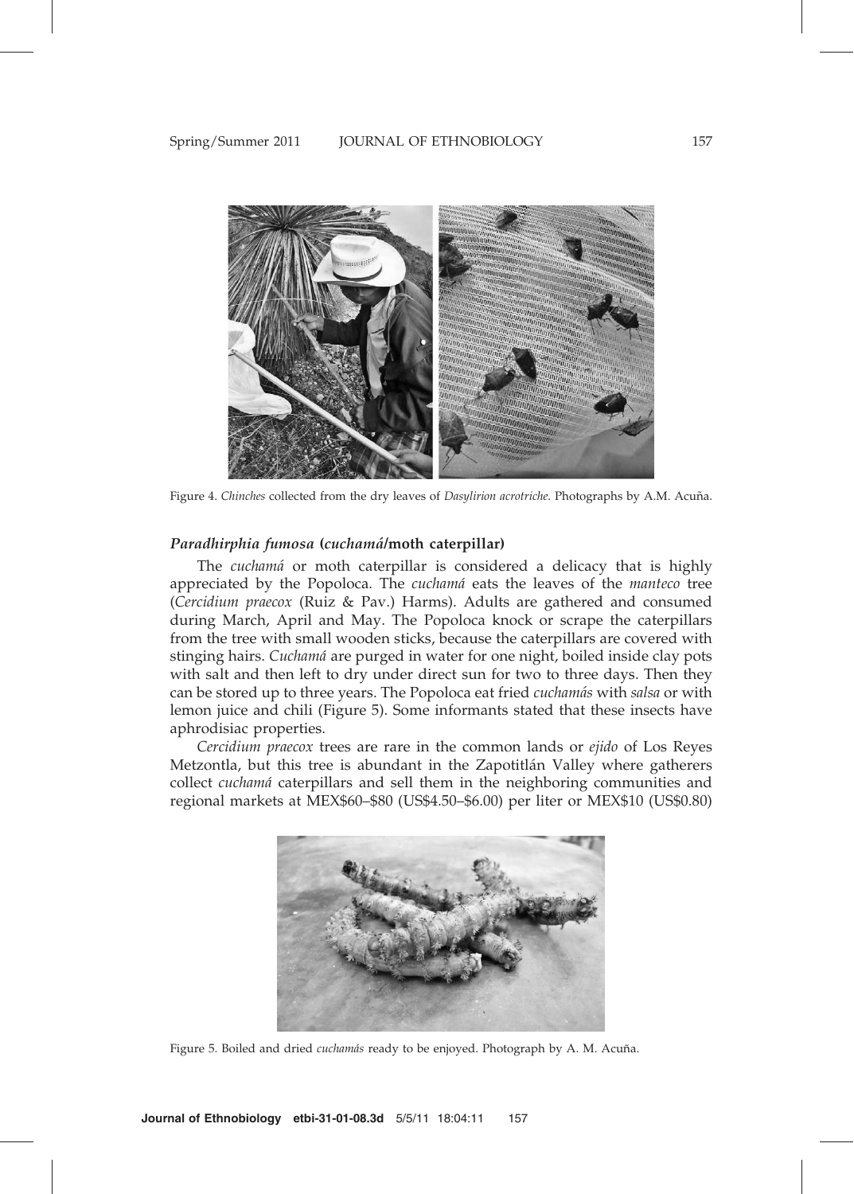Figure 4. *Chinches* collected from the dry leaves of *Dasylirion acrotriche*. Photographs by A.M. Acuña.

### *Paradhirphia fumosa* (*cuchamá*/moth caterpillar)

The *cuchamá* or moth caterpillar is considered a delicacy that is highly appreciated by the Popoloca. The *cuchamá* eats the leaves of the *manteco* tree (*Cercidium praecox* (Ruiz & Pav.) Harms). Adults are gathered and consumed during March, April and May. The Popoloca knock or scrape the caterpillars from the tree with small wooden sticks, because the caterpillars are covered with stinging hairs. *Cuchamá* are purged in water for one night, boiled inside clay pots with salt and then left to dry under direct sun for two to three days. Then they can be stored up to three years. The Popoloca eat fried *cuchamás* with *salsa* or with lemon juice and chili (Figure 5). Some informants stated that these insects have aphrodisiac properties.

*Cercidium praecox* trees are rare in the common lands or *ejido* of Los Reyes Metzontla, but this tree is abundant in the Zapotitlán Valley where gatherers collect *cuchamá* caterpillars and sell them in the neighboring communities and regional markets at MEX$60–$80 (US$4.50–$6.00) per liter or MEX$10 (US$0.80)

Figure 5. Boiled and dried *cuchamás* ready to be enjoyed. Photograph by A. M. Acuña.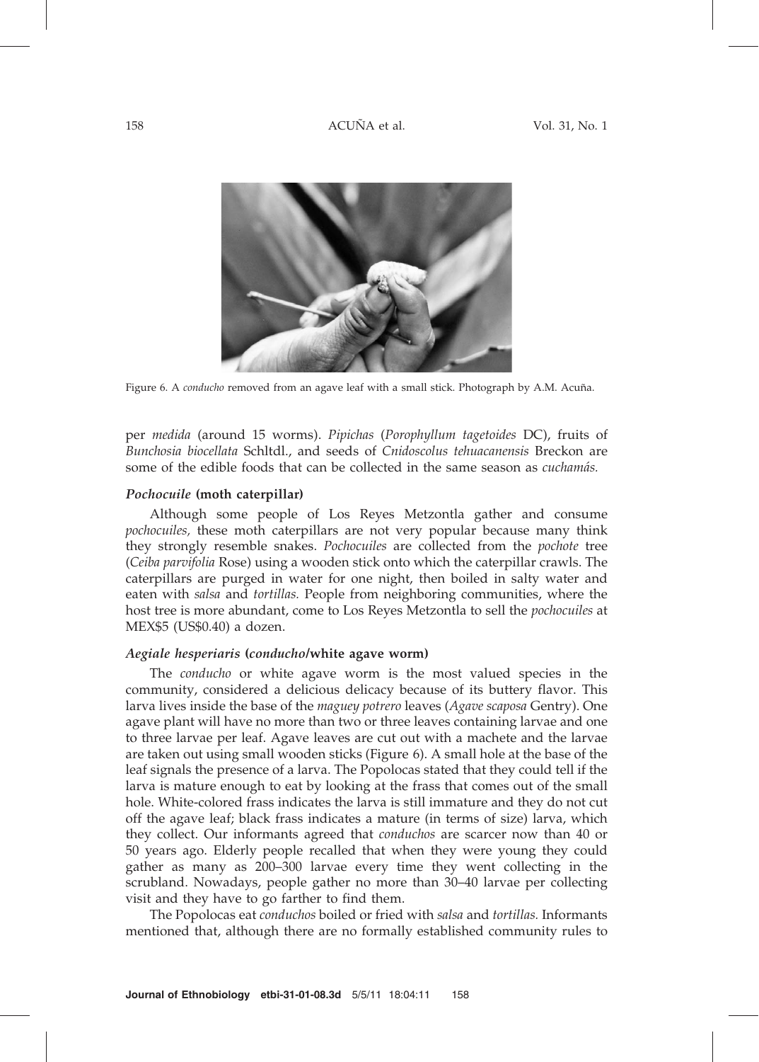Figure 6. A *conducho* removed from an agave leaf with a small stick. Photograph by A.M. Acuña.

per *medida* (around 15 worms). *Pipichas* (*Porophyllum tagetoides* DC), fruits of *Bunchosia biocellata* Schltdl., and seeds of *Cnidoscolus tehuacanensis* Breckon are some of the edible foods that can be collected in the same season as *cuchamás.*

### *Pochocuile* (moth caterpillar)

Although some people of Los Reyes Metzontla gather and consume *pochocuiles,* these moth caterpillars are not very popular because many think they strongly resemble snakes. *Pochocuiles* are collected from the *pochote* tree (*Ceiba parvifolia* Rose) using a wooden stick onto which the caterpillar crawls. The caterpillars are purged in water for one night, then boiled in salty water and eaten with *salsa* and *tortillas.* People from neighboring communities, where the host tree is more abundant, come to Los Reyes Metzontla to sell the *pochocuiles* at MEX$5 (US$0.40) a dozen.

### *Aegiale hesperiaris* (*conducho*/white agave worm)

The *conducho* or white agave worm is the most valued species in the community, considered a delicious delicacy because of its buttery flavor. This larva lives inside the base of the *maguey potrero* leaves (*Agave scaposa* Gentry). One agave plant will have no more than two or three leaves containing larvae and one to three larvae per leaf. Agave leaves are cut out with a machete and the larvae are taken out using small wooden sticks (Figure 6). A small hole at the base of the leaf signals the presence of a larva. The Popolocas stated that they could tell if the larva is mature enough to eat by looking at the frass that comes out of the small hole. White-colored frass indicates the larva is still immature and they do not cut off the agave leaf; black frass indicates a mature (in terms of size) larva, which they collect. Our informants agreed that *conduchos* are scarcer now than 40 or 50 years ago. Elderly people recalled that when they were young they could gather as many as 200–300 larvae every time they went collecting in the scrubland. Nowadays, people gather no more than 30–40 larvae per collecting visit and they have to go farther to find them.

The Popolocas eat *conduchos* boiled or fried with *salsa* and *tortillas.* Informants mentioned that, although there are no formally established community rules to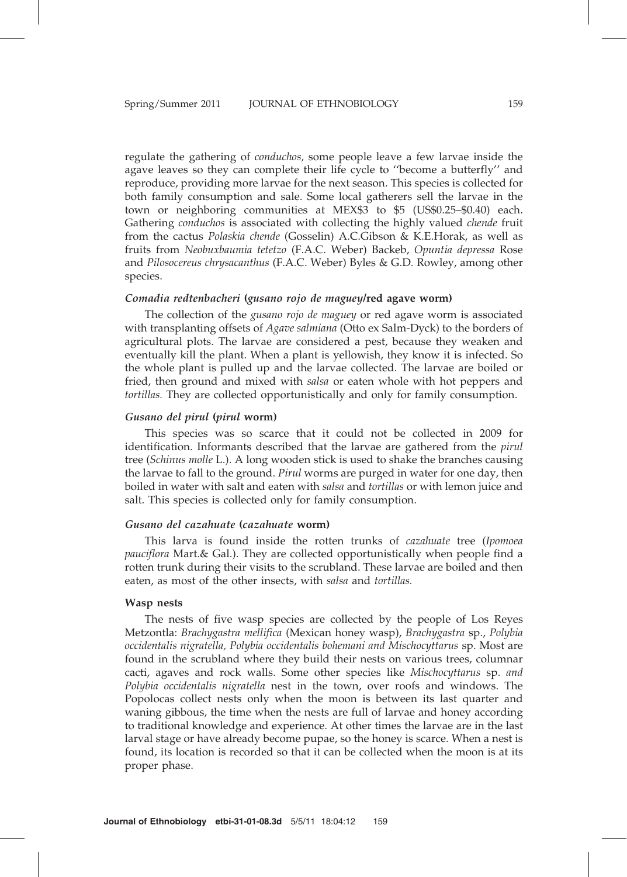regulate the gathering of *conduchos,* some people leave a few larvae inside the agave leaves so they can complete their life cycle to ''become a butterfly'' and reproduce, providing more larvae for the next season. This species is collected for both family consumption and sale. Some local gatherers sell the larvae in the town or neighboring communities at MEX$3 to $5 (US$0.25–$0.40) each. Gathering *conduchos* is associated with collecting the highly valued *chende* fruit from the cactus *Polaskia chende* (Gosselin) A.C.Gibson & K.E.Horak, as well as fruits from *Neobuxbaumia tetetzo* (F.A.C. Weber) Backeb, *Opuntia depressa* Rose and *Pilosocereus chrysacanthus* (F.A.C. Weber) Byles & G.D. Rowley, among other species.

### *Comadia redtenbacheri* (*gusano rojo de maguey*/red agave worm)

The collection of the *gusano rojo de maguey* or red agave worm is associated with transplanting offsets of *Agave salmiana* (Otto ex Salm-Dyck) to the borders of agricultural plots. The larvae are considered a pest, because they weaken and eventually kill the plant. When a plant is yellowish, they know it is infected. So the whole plant is pulled up and the larvae collected. The larvae are boiled or fried, then ground and mixed with *salsa* or eaten whole with hot peppers and *tortillas.* They are collected opportunistically and only for family consumption.

### *Gusano del pirul* (*pirul* worm)

This species was so scarce that it could not be collected in 2009 for identification. Informants described that the larvae are gathered from the *pirul* tree (*Schinus molle* L.). A long wooden stick is used to shake the branches causing the larvae to fall to the ground. *Pirul* worms are purged in water for one day, then boiled in water with salt and eaten with *salsa* and *tortillas* or with lemon juice and salt. This species is collected only for family consumption.

### *Gusano del cazahuate* (*cazahuate* worm)

This larva is found inside the rotten trunks of *cazahuate* tree (*Ipomoea pauciflora* Mart.& Gal.). They are collected opportunistically when people find a rotten trunk during their visits to the scrubland. These larvae are boiled and then eaten, as most of the other insects, with *salsa* and *tortillas.*

### Wasp nests

The nests of five wasp species are collected by the people of Los Reyes Metzontla: *Brachygastra mellifica* (Mexican honey wasp), *Brachygastra* sp., *Polybia occidentalis nigratella, Polybia occidentalis bohemani and Mischocyttarus* sp. Most are found in the scrubland where they build their nests on various trees, columnar cacti, agaves and rock walls. Some other species like *Mischocyttarus* sp. *and Polybia occidentalis nigratella* nest in the town, over roofs and windows. The Popolocas collect nests only when the moon is between its last quarter and waning gibbous, the time when the nests are full of larvae and honey according to traditional knowledge and experience. At other times the larvae are in the last larval stage or have already become pupae, so the honey is scarce. When a nest is found, its location is recorded so that it can be collected when the moon is at its proper phase.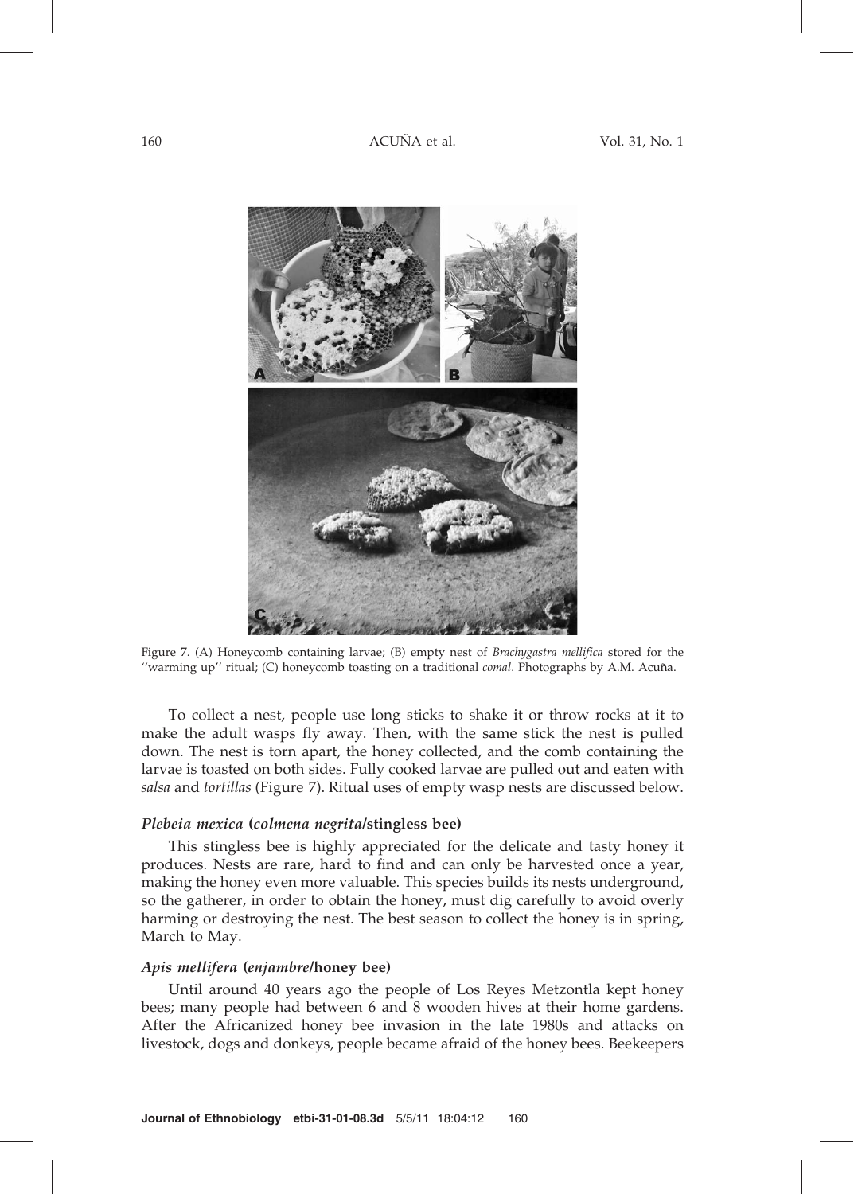Figure 7. (A) Honeycomb containing larvae; (B) empty nest of *Brachygastra mellifica* stored for the ''warming up'' ritual; (C) honeycomb toasting on a traditional *comal*. Photographs by A.M. Acuña.

To collect a nest, people use long sticks to shake it or throw rocks at it to make the adult wasps fly away. Then, with the same stick the nest is pulled down. The nest is torn apart, the honey collected, and the comb containing the larvae is toasted on both sides. Fully cooked larvae are pulled out and eaten with *salsa* and *tortillas* (Figure 7). Ritual uses of empty wasp nests are discussed below.

#### *Plebeia mexica* (*colmena negrita*/stingless bee)

This stingless bee is highly appreciated for the delicate and tasty honey it produces. Nests are rare, hard to find and can only be harvested once a year, making the honey even more valuable. This species builds its nests underground, so the gatherer, in order to obtain the honey, must dig carefully to avoid overly harming or destroying the nest. The best season to collect the honey is in spring, March to May.

#### *Apis mellifera* (*enjambre*/honey bee)

Until around 40 years ago the people of Los Reyes Metzontla kept honey bees; many people had between 6 and 8 wooden hives at their home gardens. After the Africanized honey bee invasion in the late 1980s and attacks on livestock, dogs and donkeys, people became afraid of the honey bees. Beekeepers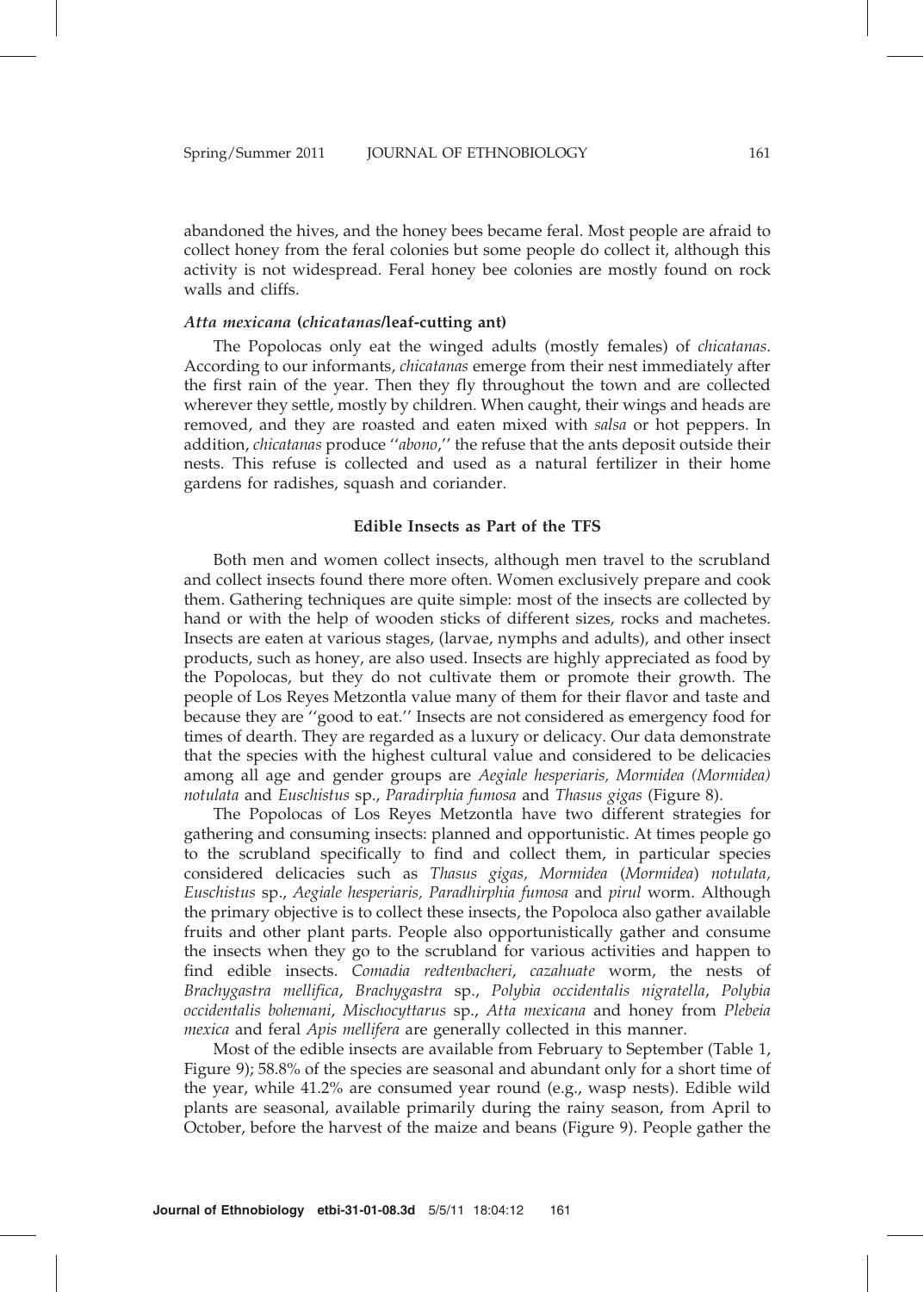abandoned the hives, and the honey bees became feral. Most people are afraid to collect honey from the feral colonies but some people do collect it, although this activity is not widespread. Feral honey bee colonies are mostly found on rock walls and cliffs.

#### *Atta mexicana* (*chicatanas*/leaf-cutting ant)

The Popolocas only eat the winged adults (mostly females) of *chicatanas*. According to our informants, *chicatanas* emerge from their nest immediately after the first rain of the year. Then they fly throughout the town and are collected wherever they settle, mostly by children. When caught, their wings and heads are removed, and they are roasted and eaten mixed with *salsa* or hot peppers. In addition, *chicatanas* produce ''*abono*,'' the refuse that the ants deposit outside their nests. This refuse is collected and used as a natural fertilizer in their home gardens for radishes, squash and coriander.

### Edible Insects as Part of the TFS

Both men and women collect insects, although men travel to the scrubland and collect insects found there more often. Women exclusively prepare and cook them. Gathering techniques are quite simple: most of the insects are collected by hand or with the help of wooden sticks of different sizes, rocks and machetes. Insects are eaten at various stages, (larvae, nymphs and adults), and other insect products, such as honey, are also used. Insects are highly appreciated as food by the Popolocas, but they do not cultivate them or promote their growth. The people of Los Reyes Metzontla value many of them for their flavor and taste and because they are ''good to eat.'' Insects are not considered as emergency food for times of dearth. They are regarded as a luxury or delicacy. Our data demonstrate that the species with the highest cultural value and considered to be delicacies among all age and gender groups are *Aegiale hesperiaris, Mormidea (Mormidea) notulata* and *Euschistus* sp., *Paradirphia fumosa* and *Thasus gigas* (Figure 8).

The Popolocas of Los Reyes Metzontla have two different strategies for gathering and consuming insects: planned and opportunistic. At times people go to the scrubland specifically to find and collect them, in particular species considered delicacies such as *Thasus gigas, Mormidea* (*Mormidea*) *notulata, Euschistus* sp., *Aegiale hesperiaris, Paradhirphia fumosa* and *pirul* worm. Although the primary objective is to collect these insects, the Popoloca also gather available fruits and other plant parts. People also opportunistically gather and consume the insects when they go to the scrubland for various activities and happen to find edible insects. *Comadia redtenbacheri*, *cazahuate* worm, the nests of *Brachygastra mellifica*, *Brachygastra* sp., *Polybia occidentalis nigratella*, *Polybia occidentalis bohemani*, *Mischocyttarus* sp., *Atta mexicana* and honey from *Plebeia mexica* and feral *Apis mellifera* are generally collected in this manner.

Most of the edible insects are available from February to September (Table 1, Figure 9); 58.8% of the species are seasonal and abundant only for a short time of the year, while 41.2% are consumed year round (e.g., wasp nests). Edible wild plants are seasonal, available primarily during the rainy season, from April to October, before the harvest of the maize and beans (Figure 9). People gather the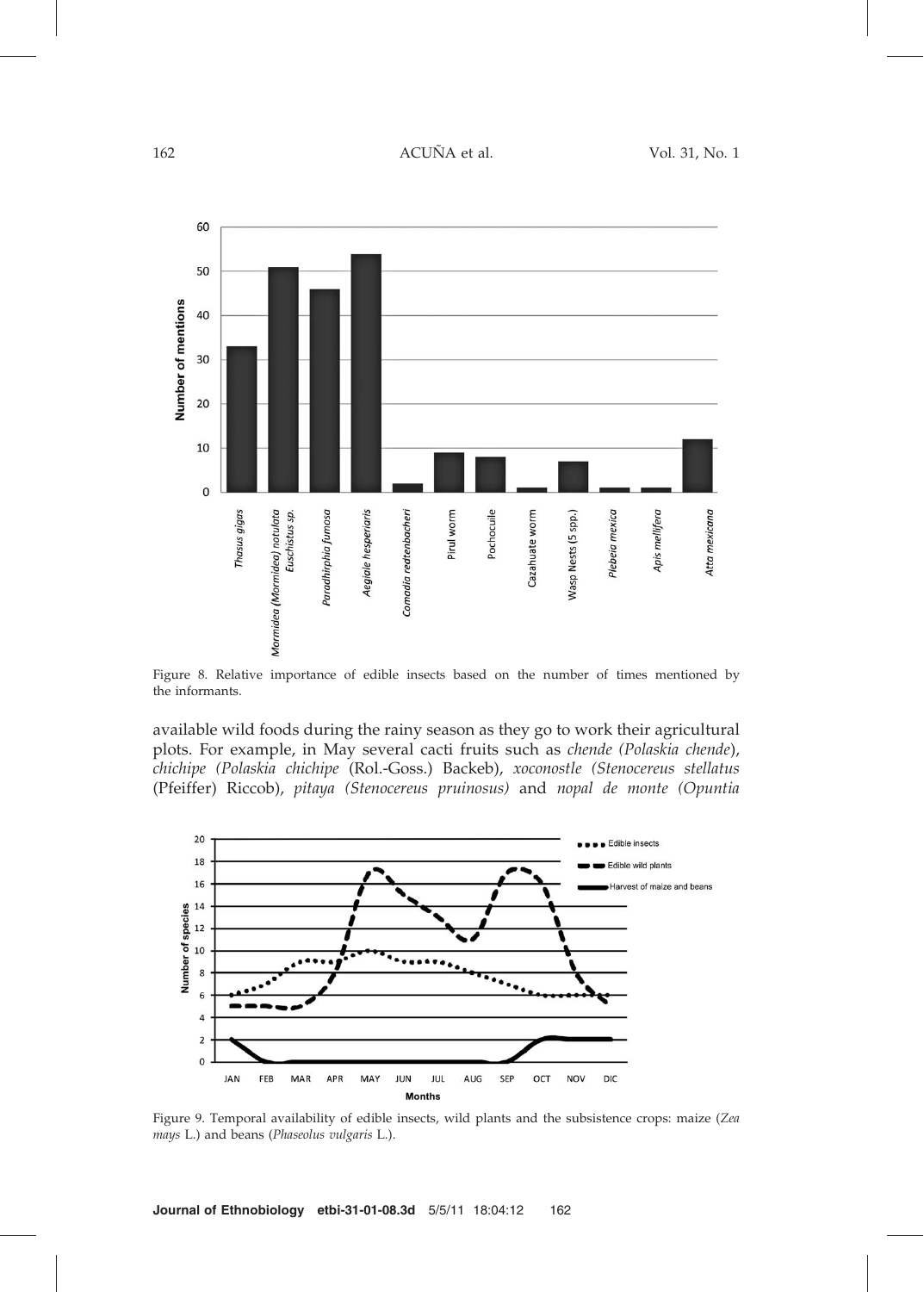Figure 8. Relative importance of edible insects based on the number of times mentioned by the informants.

available wild foods during the rainy season as they go to work their agricultural plots. For example, in May several cacti fruits such as *chende (Polaskia chende)*, *chichipe (Polaskia chichipe* (Rol.-Goss.) Backeb), *xoconostle (Stenocereus stellatus* (Pfeiffer) Riccob), *pitaya (Stenocereus pruinosus)* and *nopal de monte (Opuntia*

Figure 9. Temporal availability of edible insects, wild plants and the subsistence crops: maize (*Zea mays* L.) and beans (*Phaseolus vulgaris* L.).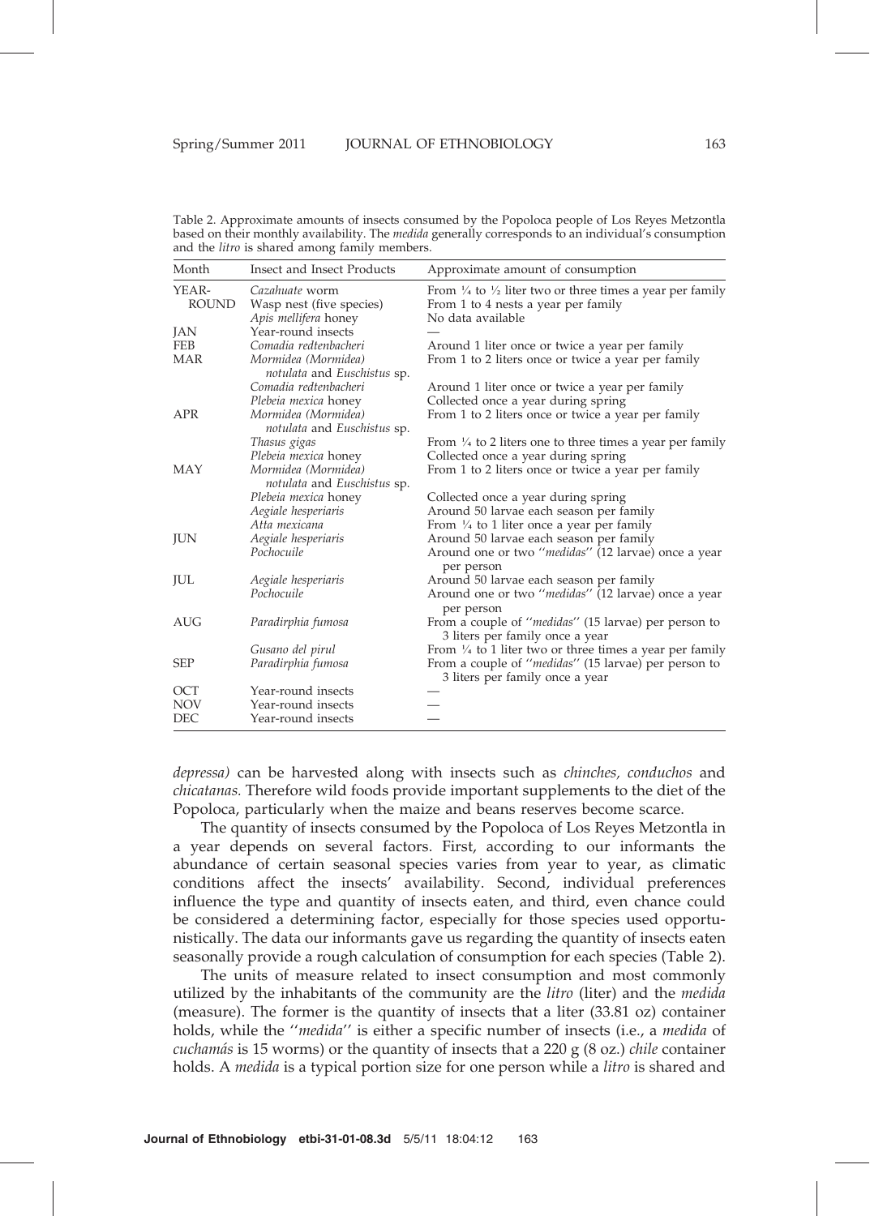Table 2. Approximate amounts of insects consumed by the Popoloca people of Los Reyes Metzontla based on their monthly availability. The *medida* generally corresponds to an individual's consumption and the *litro* is shared among family members.

| Month | Insect and Insect Products | Approximate amount of consumption |
|---|---|---|
| YEAR-ROUND | *Cazahuate* worm | From ¼ to ½ liter two or three times a year per family |
| | Wasp nest (five species) | From 1 to 4 nests a year per family |
| | *Apis mellifera* honey | No data available |
| JAN | Year-round insects | — |
| FEB | *Comadia redtenbacheri* | Around 1 liter once or twice a year per family |
| MAR | *Mormidea (Mormidea) notulata* and *Euschistus* sp. | From 1 to 2 liters once or twice a year per family |
| | *Comadia redtenbacheri* | Around 1 liter once or twice a year per family |
| | *Plebeia mexica* honey | Collected once a year during spring |
| APR | *Mormidea (Mormidea) notulata* and *Euschistus* sp. | From 1 to 2 liters once or twice a year per family |
| | *Thasus gigas* | From ¼ to 2 liters one to three times a year per family |
| | *Plebeia mexica* honey | Collected once a year during spring |
| MAY | *Mormidea (Mormidea) notulata* and *Euschistus* sp. | From 1 to 2 liters once or twice a year per family |
| | *Plebeia mexica* honey | Collected once a year during spring |
| | *Aegiale hesperiaris* | Around 50 larvae each season per family |
| | *Atta mexicana* | From ¼ to 1 liter once a year per family |
| JUN | *Aegiale hesperiaris* | Around 50 larvae each season per family |
| | *Pochocuile* | Around one or two ''*medidas*'' (12 larvae) once a year per person |
| JUL | *Aegiale hesperiaris* | Around 50 larvae each season per family |
| | *Pochocuile* | Around one or two ''*medidas*'' (12 larvae) once a year per person |
| AUG | *Paradirphia fumosa* | From a couple of ''*medidas*'' (15 larvae) per person to 3 liters per family once a year |
| | *Gusano del pirul* | From ¼ to 1 liter two or three times a year per family |
| SEP | *Paradirphia fumosa* | From a couple of ''*medidas*'' (15 larvae) per person to 3 liters per family once a year |
| OCT | Year-round insects | — |
| NOV | Year-round insects | — |
| DEC | Year-round insects | — |

*depressa)* can be harvested along with insects such as *chinches, conduchos* and *chicatanas.* Therefore wild foods provide important supplements to the diet of the Popoloca, particularly when the maize and beans reserves become scarce.

The quantity of insects consumed by the Popoloca of Los Reyes Metzontla in a year depends on several factors. First, according to our informants the abundance of certain seasonal species varies from year to year, as climatic conditions affect the insects' availability. Second, individual preferences influence the type and quantity of insects eaten, and third, even chance could be considered a determining factor, especially for those species used opportunistically. The data our informants gave us regarding the quantity of insects eaten seasonally provide a rough calculation of consumption for each species (Table 2).

The units of measure related to insect consumption and most commonly utilized by the inhabitants of the community are the *litro* (liter) and the *medida* (measure). The former is the quantity of insects that a liter (33.81 oz) container holds, while the ''*medida*'' is either a specific number of insects (i.e., a *medida* of *cuchamás* is 15 worms) or the quantity of insects that a 220 g (8 oz.) *chile* container holds. A *medida* is a typical portion size for one person while a *litro* is shared and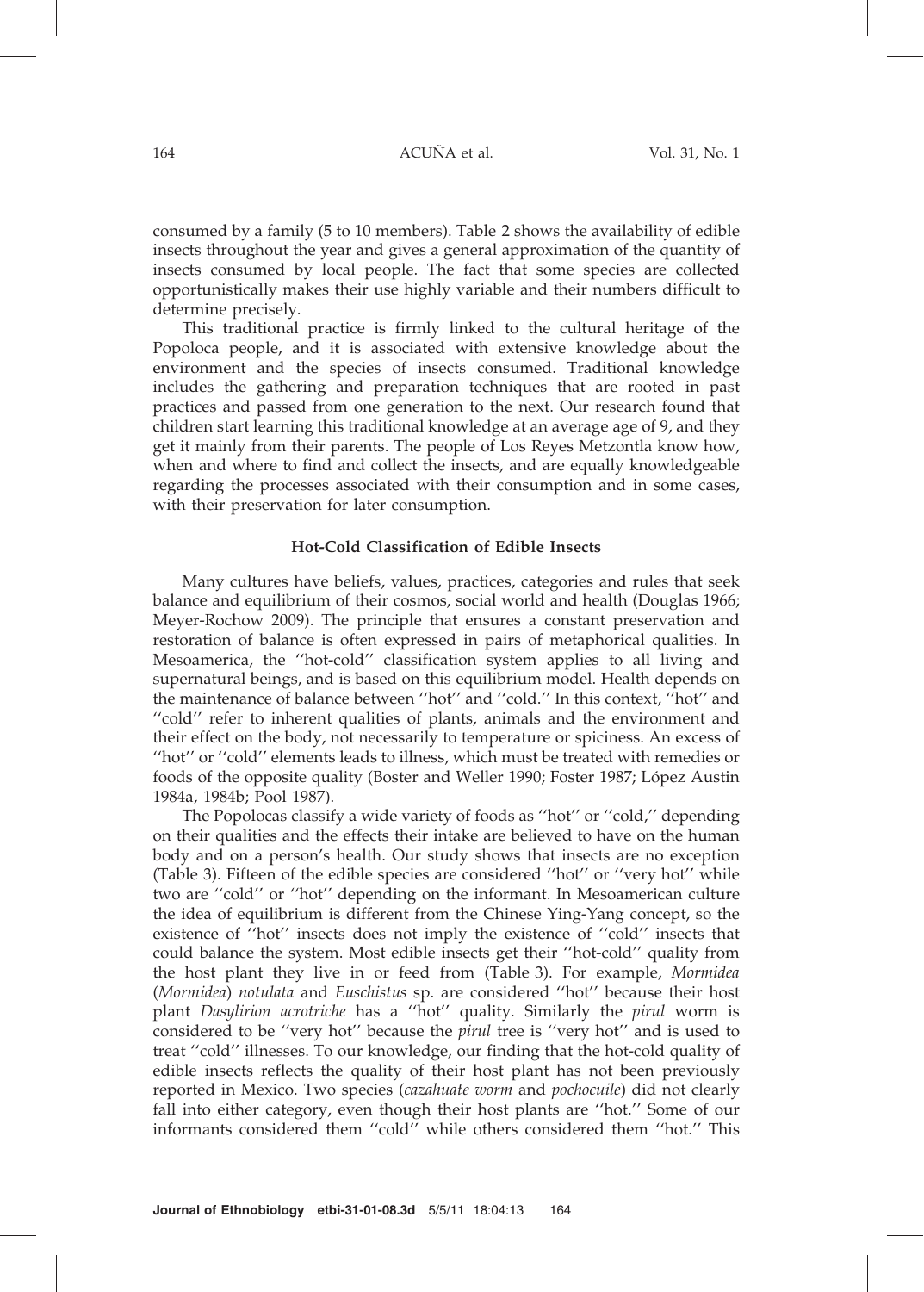consumed by a family (5 to 10 members). Table 2 shows the availability of edible insects throughout the year and gives a general approximation of the quantity of insects consumed by local people. The fact that some species are collected opportunistically makes their use highly variable and their numbers difficult to determine precisely.

This traditional practice is firmly linked to the cultural heritage of the Popoloca people, and it is associated with extensive knowledge about the environment and the species of insects consumed. Traditional knowledge includes the gathering and preparation techniques that are rooted in past practices and passed from one generation to the next. Our research found that children start learning this traditional knowledge at an average age of 9, and they get it mainly from their parents. The people of Los Reyes Metzontla know how, when and where to find and collect the insects, and are equally knowledgeable regarding the processes associated with their consumption and in some cases, with their preservation for later consumption.

### Hot-Cold Classification of Edible Insects

Many cultures have beliefs, values, practices, categories and rules that seek balance and equilibrium of their cosmos, social world and health (Douglas 1966; Meyer-Rochow 2009). The principle that ensures a constant preservation and restoration of balance is often expressed in pairs of metaphorical qualities. In Mesoamerica, the ''hot-cold'' classification system applies to all living and supernatural beings, and is based on this equilibrium model. Health depends on the maintenance of balance between ''hot'' and ''cold.'' In this context, ''hot'' and ''cold'' refer to inherent qualities of plants, animals and the environment and their effect on the body, not necessarily to temperature or spiciness. An excess of ''hot'' or ''cold'' elements leads to illness, which must be treated with remedies or foods of the opposite quality (Boster and Weller 1990; Foster 1987; López Austin 1984a, 1984b; Pool 1987).

The Popolocas classify a wide variety of foods as ''hot'' or ''cold,'' depending on their qualities and the effects their intake are believed to have on the human body and on a person's health. Our study shows that insects are no exception (Table 3). Fifteen of the edible species are considered ''hot'' or ''very hot'' while two are ''cold'' or ''hot'' depending on the informant. In Mesoamerican culture the idea of equilibrium is different from the Chinese Ying-Yang concept, so the existence of ''hot'' insects does not imply the existence of ''cold'' insects that could balance the system. Most edible insects get their ''hot-cold'' quality from the host plant they live in or feed from (Table 3). For example, *Mormidea* (*Mormidea*) *notulata* and *Euschistus* sp. are considered ''hot'' because their host plant *Dasylirion acrotriche* has a ''hot'' quality. Similarly the *pirul* worm is considered to be ''very hot'' because the *pirul* tree is ''very hot'' and is used to treat ''cold'' illnesses. To our knowledge, our finding that the hot-cold quality of edible insects reflects the quality of their host plant has not been previously reported in Mexico. Two species (*cazahuate worm* and *pochocuile*) did not clearly fall into either category, even though their host plants are ''hot.'' Some of our informants considered them ''cold'' while others considered them ''hot.'' This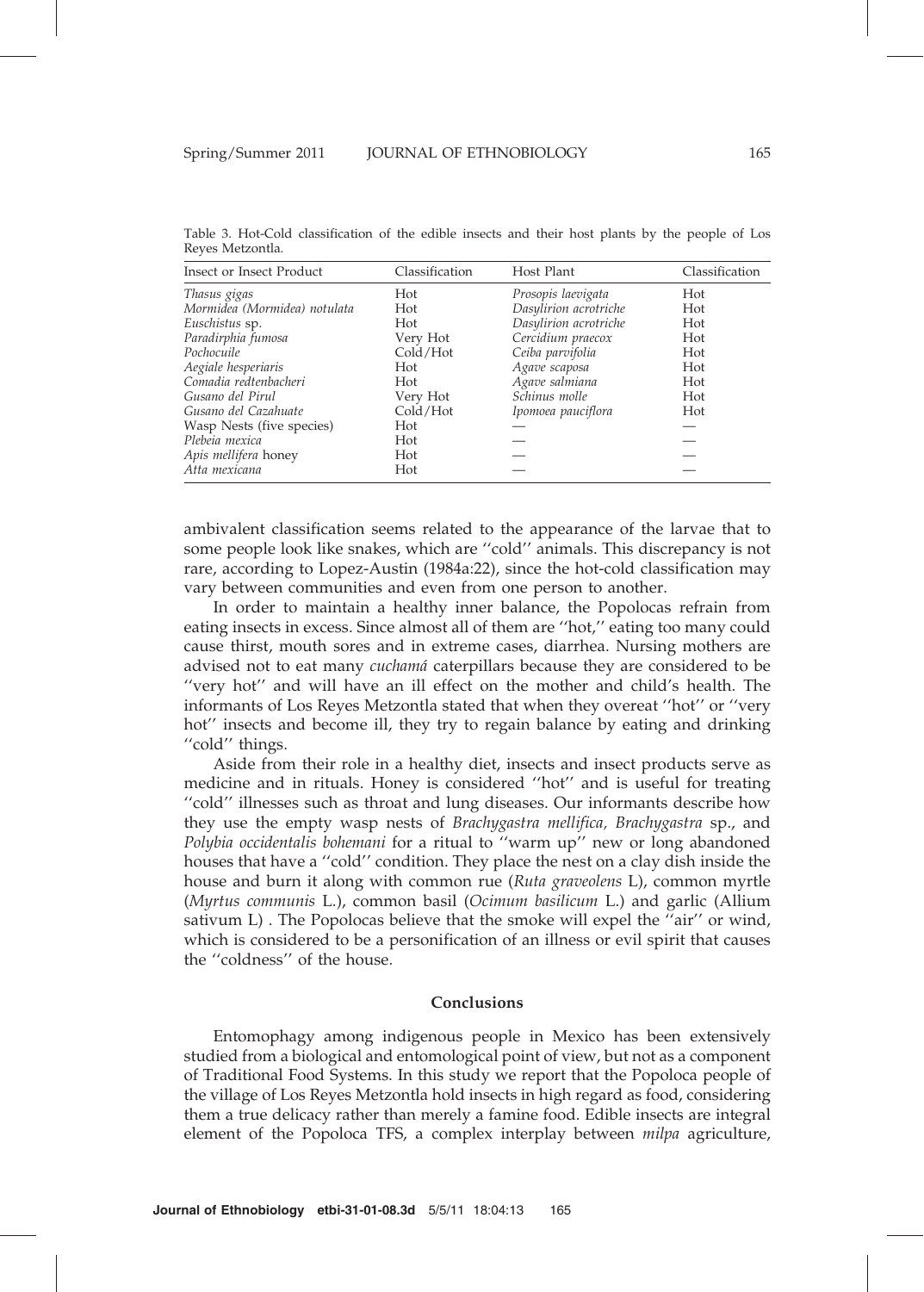Table 3. Hot-Cold classification of the edible insects and their host plants by the people of Los Reyes Metzontla.

| Insect or Insect Product | Classification | Host Plant | Classification |
| --- | --- | --- | --- |
| *Thasus gigas* | Hot | *Prosopis laevigata* | Hot |
| *Mormidea (Mormidea) notulata* | Hot | *Dasylirion acrotriche* | Hot |
| *Euschistus* sp. | Hot | *Dasylirion acrotriche* | Hot |
| *Paradirphia fumosa* | Very Hot | *Cercidium praecox* | Hot |
| *Pochocuile* | Cold/Hot | *Ceiba parvifolia* | Hot |
| *Aegiale hesperiaris* | Hot | *Agave scaposa* | Hot |
| *Comadia redtenbacheri* | Hot | *Agave salmiana* | Hot |
| *Gusano del Pirul* | Very Hot | *Schinus molle* | Hot |
| *Gusano del Cazahuate* | Cold/Hot | *Ipomoea pauciflora* | Hot |
| Wasp Nests (five species) | Hot | — | — |
| *Plebeia mexica* | Hot | — | — |
| *Apis mellifera* honey | Hot | — | — |
| *Atta mexicana* | Hot | — | — |

ambivalent classification seems related to the appearance of the larvae that to some people look like snakes, which are ''cold'' animals. This discrepancy is not rare, according to Lopez-Austin (1984a:22), since the hot-cold classification may vary between communities and even from one person to another.

In order to maintain a healthy inner balance, the Popolocas refrain from eating insects in excess. Since almost all of them are ''hot,'' eating too many could cause thirst, mouth sores and in extreme cases, diarrhea. Nursing mothers are advised not to eat many *cuchamá* caterpillars because they are considered to be ''very hot'' and will have an ill effect on the mother and child's health. The informants of Los Reyes Metzontla stated that when they overeat ''hot'' or ''very hot'' insects and become ill, they try to regain balance by eating and drinking ''cold'' things.

Aside from their role in a healthy diet, insects and insect products serve as medicine and in rituals. Honey is considered ''hot'' and is useful for treating ''cold'' illnesses such as throat and lung diseases. Our informants describe how they use the empty wasp nests of *Brachygastra mellifica, Brachygastra* sp., and *Polybia occidentalis bohemani* for a ritual to ''warm up'' new or long abandoned houses that have a ''cold'' condition. They place the nest on a clay dish inside the house and burn it along with common rue (*Ruta graveolens* L), common myrtle (*Myrtus communis* L.), common basil (*Ocimum basilicum* L.) and garlic (Allium sativum L) . The Popolocas believe that the smoke will expel the ''air'' or wind, which is considered to be a personification of an illness or evil spirit that causes the ''coldness'' of the house.

## Conclusions

Entomophagy among indigenous people in Mexico has been extensively studied from a biological and entomological point of view, but not as a component of Traditional Food Systems. In this study we report that the Popoloca people of the village of Los Reyes Metzontla hold insects in high regard as food, considering them a true delicacy rather than merely a famine food. Edible insects are integral element of the Popoloca TFS, a complex interplay between *milpa* agriculture,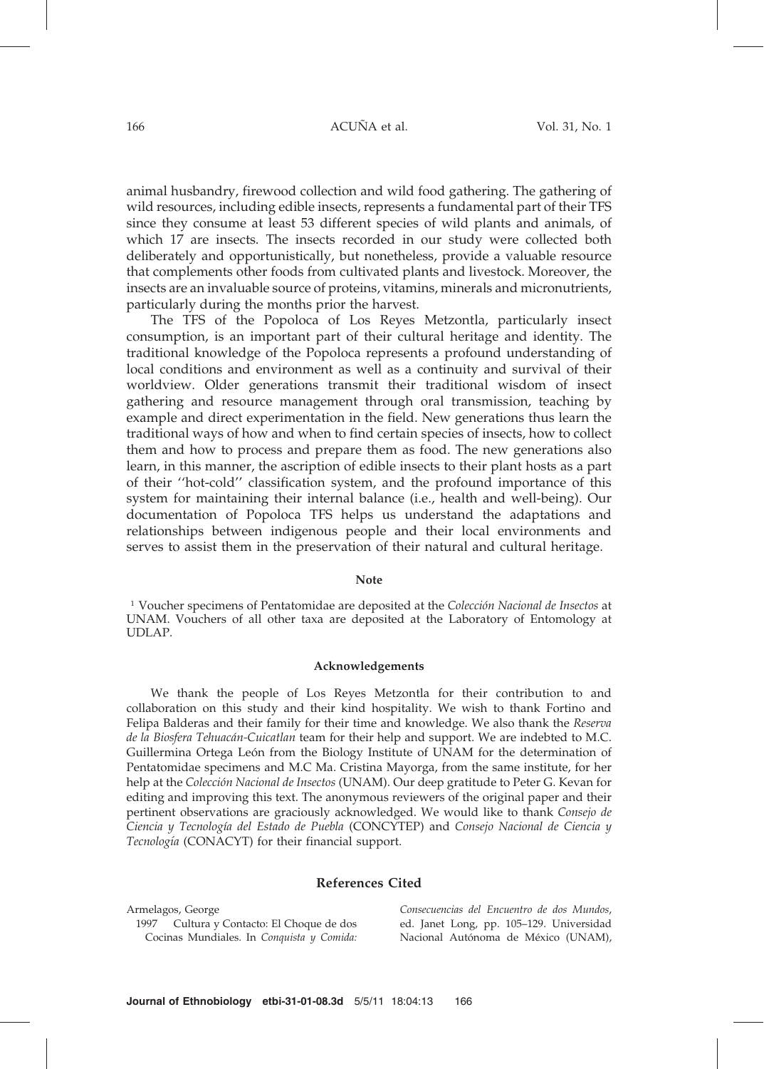animal husbandry, firewood collection and wild food gathering. The gathering of wild resources, including edible insects, represents a fundamental part of their TFS since they consume at least 53 different species of wild plants and animals, of which 17 are insects. The insects recorded in our study were collected both deliberately and opportunistically, but nonetheless, provide a valuable resource that complements other foods from cultivated plants and livestock. Moreover, the insects are an invaluable source of proteins, vitamins, minerals and micronutrients, particularly during the months prior the harvest.

The TFS of the Popoloca of Los Reyes Metzontla, particularly insect consumption, is an important part of their cultural heritage and identity. The traditional knowledge of the Popoloca represents a profound understanding of local conditions and environment as well as a continuity and survival of their worldview. Older generations transmit their traditional wisdom of insect gathering and resource management through oral transmission, teaching by example and direct experimentation in the field. New generations thus learn the traditional ways of how and when to find certain species of insects, how to collect them and how to process and prepare them as food. The new generations also learn, in this manner, the ascription of edible insects to their plant hosts as a part of their ''hot-cold'' classification system, and the profound importance of this system for maintaining their internal balance (i.e., health and well-being). Our documentation of Popoloca TFS helps us understand the adaptations and relationships between indigenous people and their local environments and serves to assist them in the preservation of their natural and cultural heritage.

### Note

[1] Voucher specimens of Pentatomidae are deposited at the *Colección Nacional de Insectos* at UNAM. Vouchers of all other taxa are deposited at the Laboratory of Entomology at UDLAP.

### Acknowledgements

We thank the people of Los Reyes Metzontla for their contribution to and collaboration on this study and their kind hospitality. We wish to thank Fortino and Felipa Balderas and their family for their time and knowledge. We also thank the *Reserva de la Biosfera Tehuacán-Cuicatlan* team for their help and support. We are indebted to M.C. Guillermina Ortega León from the Biology Institute of UNAM for the determination of Pentatomidae specimens and M.C Ma. Cristina Mayorga, from the same institute, for her help at the *Colección Nacional de Insectos* (UNAM). Our deep gratitude to Peter G. Kevan for editing and improving this text. The anonymous reviewers of the original paper and their pertinent observations are graciously acknowledged. We would like to thank *Consejo de Ciencia y Tecnología del Estado de Puebla* (CONCYTEP) and *Consejo Nacional de Ciencia y Tecnología* (CONACYT) for their financial support.

## References Cited

Armelagos, George
1997 Cultura y Contacto: El Choque de dos Cocinas Mundiales. In *Conquista y Comida: Consecuencias del Encuentro de dos Mundos*, ed. Janet Long, pp. 105–129. Universidad Nacional Autónoma de México (UNAM),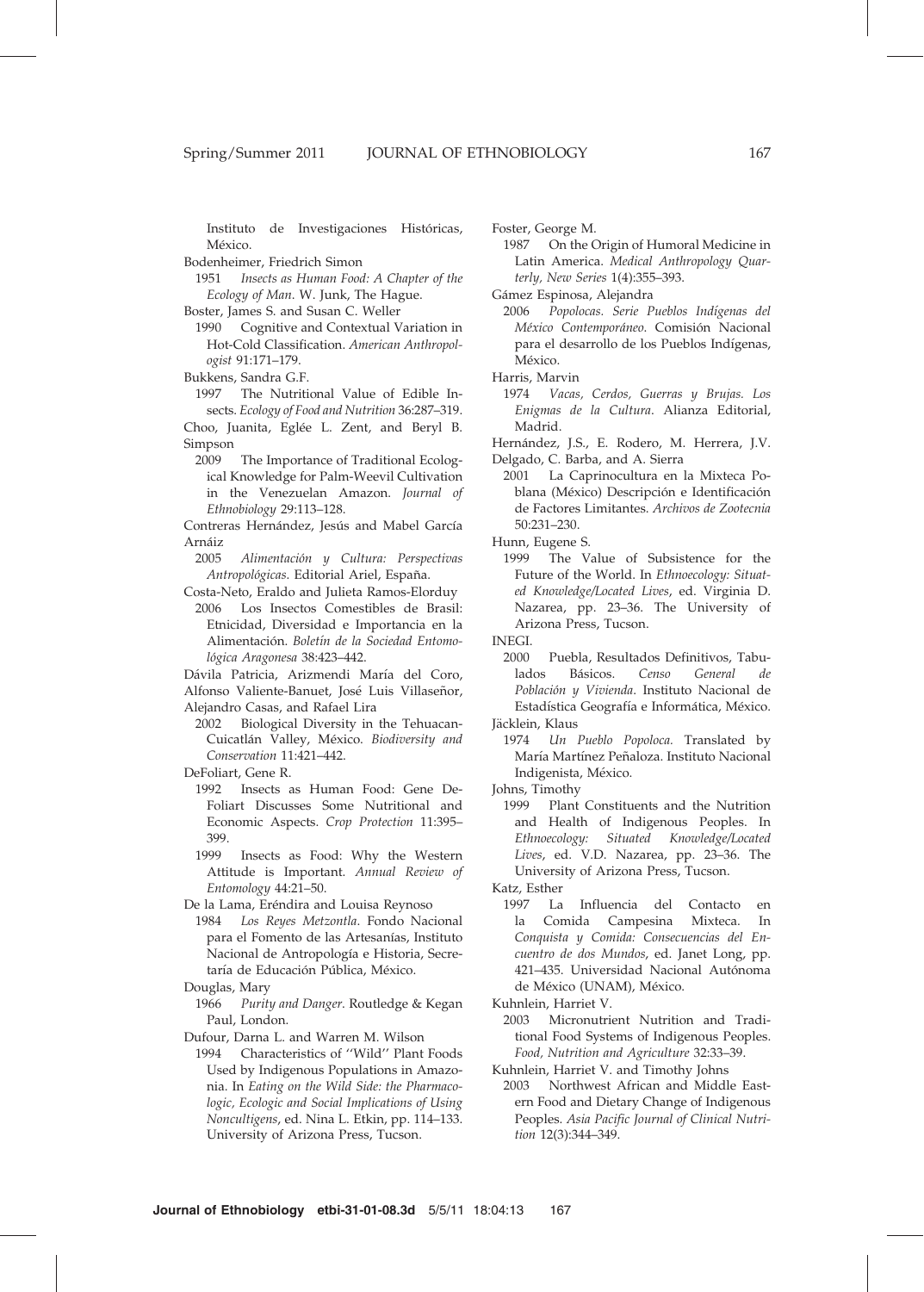Instituto de Investigaciones Históricas, México.

Bodenheimer, Friedrich Simon
1951 *Insects as Human Food: A Chapter of the Ecology of Man*. W. Junk, The Hague.

Boster, James S. and Susan C. Weller
1990 Cognitive and Contextual Variation in Hot-Cold Classification. *American Anthropologist* 91:171–179.

Bukkens, Sandra G.F.
1997 The Nutritional Value of Edible Insects. *Ecology of Food and Nutrition* 36:287–319.

Choo, Juanita, Eglée L. Zent, and Beryl B. Simpson
2009 The Importance of Traditional Ecological Knowledge for Palm-Weevil Cultivation in the Venezuelan Amazon. *Journal of Ethnobiology* 29:113–128.

Contreras Hernández, Jesús and Mabel García Arnáiz
2005 *Alimentación y Cultura: Perspectivas Antropológicas*. Editorial Ariel, España.

Costa-Neto, Eraldo and Julieta Ramos-Elorduy
2006 Los Insectos Comestibles de Brasil: Etnicidad, Diversidad e Importancia en la Alimentación. *Boletín de la Sociedad Entomológica Aragonesa* 38:423–442.

Dávila Patricia, Arizmendi María del Coro, Alfonso Valiente-Banuet, José Luis Villaseñor, Alejandro Casas, and Rafael Lira
2002 Biological Diversity in the Tehuacan-Cuicatlán Valley, México. *Biodiversity and Conservation* 11:421–442.

DeFoliart, Gene R.
1992 Insects as Human Food: Gene DeFoliart Discusses Some Nutritional and Economic Aspects. *Crop Protection* 11:395–399.
1999 Insects as Food: Why the Western Attitude is Important. *Annual Review of Entomology* 44:21–50.

De la Lama, Eréndira and Louisa Reynoso
1984 *Los Reyes Metzontla*. Fondo Nacional para el Fomento de las Artesanías, Instituto Nacional de Antropología e Historia, Secretaría de Educación Pública, México.

Douglas, Mary
1966 *Purity and Danger*. Routledge & Kegan Paul, London.

Dufour, Darna L. and Warren M. Wilson
1994 Characteristics of ''Wild'' Plant Foods Used by Indigenous Populations in Amazonia. In *Eating on the Wild Side: the Pharmacologic, Ecologic and Social Implications of Using Noncultigens*, ed. Nina L. Etkin, pp. 114–133. University of Arizona Press, Tucson.

Foster, George M.
1987 On the Origin of Humoral Medicine in Latin America. *Medical Anthropology Quarterly, New Series* 1(4):355–393.

Gámez Espinosa, Alejandra
2006 *Popolocas. Serie Pueblos Indígenas del México Contemporáneo*. Comisión Nacional para el desarrollo de los Pueblos Indígenas, México.

Harris, Marvin
1974 *Vacas, Cerdos, Guerras y Brujas. Los Enigmas de la Cultura*. Alianza Editorial, Madrid.

Hernández, J.S., E. Rodero, M. Herrera, J.V. Delgado, C. Barba, and A. Sierra
2001 La Caprinocultura en la Mixteca Poblana (México) Descripción e Identificación de Factores Limitantes. *Archivos de Zootecnia* 50:231–230.

Hunn, Eugene S.
1999 The Value of Subsistence for the Future of the World. In *Ethnoecology: Situated Knowledge/Located Lives*, ed. Virginia D. Nazarea, pp. 23–36. The University of Arizona Press, Tucson.

INEGI.
2000 Puebla, Resultados Definitivos, Tabulados Básicos. *Censo General de Población y Vivienda*. Instituto Nacional de Estadística Geografía e Informática, México.

Jäcklein, Klaus
1974 *Un Pueblo Popoloca*. Translated by María Martínez Peñaloza. Instituto Nacional Indigenista, México.

Johns, Timothy
1999 Plant Constituents and the Nutrition and Health of Indigenous Peoples. In *Ethnoecology: Situated Knowledge/Located Lives*, ed. V.D. Nazarea, pp. 23–36. The University of Arizona Press, Tucson.

Katz, Esther
1997 La Influencia del Contacto en la Comida Campesina Mixteca. In *Conquista y Comida: Consecuencias del Encuentro de dos Mundos*, ed. Janet Long, pp. 421–435. Universidad Nacional Autónoma de México (UNAM), México.

Kuhnlein, Harriet V.
2003 Micronutrient Nutrition and Traditional Food Systems of Indigenous Peoples. *Food, Nutrition and Agriculture* 32:33–39.

Kuhnlein, Harriet V. and Timothy Johns
2003 Northwest African and Middle Eastern Food and Dietary Change of Indigenous Peoples. *Asia Pacific Journal of Clinical Nutrition* 12(3):344–349.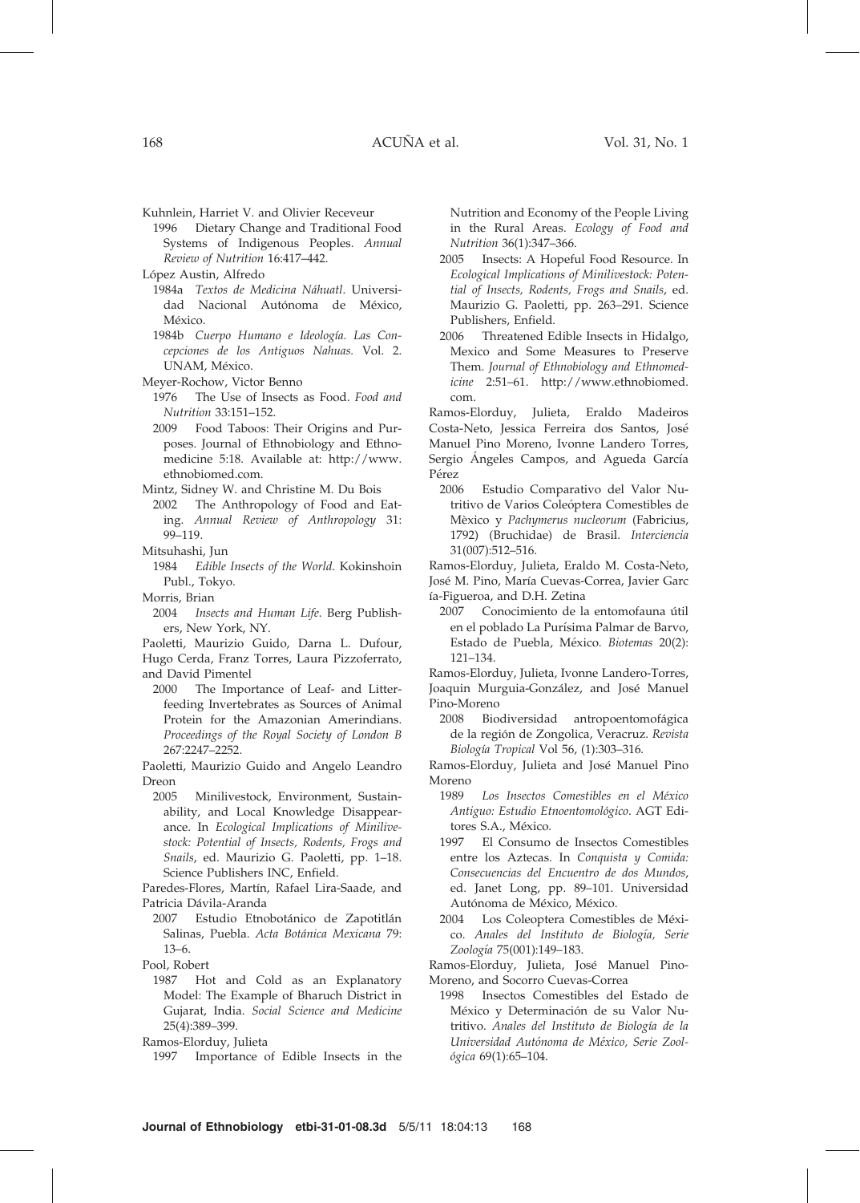Kuhnlein, Harriet V. and Olivier Receveur

1996 Dietary Change and Traditional Food Systems of Indigenous Peoples. *Annual Review of Nutrition* 16:417–442.

López Austin, Alfredo

1984a *Textos de Medicina Náhuatl*. Universidad Nacional Autónoma de México, México.

1984b *Cuerpo Humano e Ideología. Las Concepciones de los Antiguos Nahuas*. Vol. 2. UNAM, México.

Meyer-Rochow, Victor Benno

1976 The Use of Insects as Food. *Food and Nutrition* 33:151–152.

2009 Food Taboos: Their Origins and Purposes. Journal of Ethnobiology and Ethnomedicine 5:18. Available at: http://www.ethnobiomed.com.

Mintz, Sidney W. and Christine M. Du Bois

2002 The Anthropology of Food and Eating. *Annual Review of Anthropology* 31: 99–119.

Mitsuhashi, Jun

1984 *Edible Insects of the World*. Kokinshoin Publ., Tokyo.

Morris, Brian

2004 *Insects and Human Life*. Berg Publishers, New York, NY.

Paoletti, Maurizio Guido, Darna L. Dufour, Hugo Cerda, Franz Torres, Laura Pizzoferrato, and David Pimentel

2000 The Importance of Leaf- and Litter-feeding Invertebrates as Sources of Animal Protein for the Amazonian Amerindians. *Proceedings of the Royal Society of London B* 267:2247–2252.

Paoletti, Maurizio Guido and Angelo Leandro Dreon

2005 Minilivestock, Environment, Sustainability, and Local Knowledge Disappearance. In *Ecological Implications of Minilivestock: Potential of Insects, Rodents, Frogs and Snails*, ed. Maurizio G. Paoletti, pp. 1–18. Science Publishers INC, Enfield.

Paredes-Flores, Martín, Rafael Lira-Saade, and Patricia Dávila-Aranda

2007 Estudio Etnobotánico de Zapotitlán Salinas, Puebla. *Acta Botánica Mexicana* 79: 13–6.

Pool, Robert

1987 Hot and Cold as an Explanatory Model: The Example of Bharuch District in Gujarat, India. *Social Science and Medicine* 25(4):389–399.

Ramos-Elorduy, Julieta

1997 Importance of Edible Insects in the Nutrition and Economy of the People Living in the Rural Areas. *Ecology of Food and Nutrition* 36(1):347–366.

2005 Insects: A Hopeful Food Resource. In *Ecological Implications of Minilivestock: Potential of Insects, Rodents, Frogs and Snails*, ed. Maurizio G. Paoletti, pp. 263–291. Science Publishers, Enfield.

2006 Threatened Edible Insects in Hidalgo, Mexico and Some Measures to Preserve Them. *Journal of Ethnobiology and Ethnomedicine* 2:51–61. http://www.ethnobiomed.com.

Ramos-Elorduy, Julieta, Eraldo Madeiros Costa-Neto, Jessica Ferreira dos Santos, José Manuel Pino Moreno, Ivonne Landero Torres, Sergio Ángeles Campos, and Agueda García Pérez

2006 Estudio Comparativo del Valor Nutritivo de Varios Coleóptera Comestibles de Mèxico y *Pachymerus nucleorum* (Fabricius, 1792) (Bruchidae) de Brasil. *Interciencia* 31(007):512–516.

Ramos-Elorduy, Julieta, Eraldo M. Costa-Neto, José M. Pino, María Cuevas-Correa, Javier García-Figueroa, and D.H. Zetina

2007 Conocimiento de la entomofauna útil en el poblado La Purísima Palmar de Barvo, Estado de Puebla, México. *Biotemas* 20(2): 121–134.

Ramos-Elorduy, Julieta, Ivonne Landero-Torres, Joaquin Murguia-González, and José Manuel Pino-Moreno

2008 Biodiversidad antropoentomofágica de la región de Zongolica, Veracruz. *Revista Biología Tropical* Vol 56, (1):303–316.

Ramos-Elorduy, Julieta and José Manuel Pino Moreno

1989 *Los Insectos Comestibles en el México Antiguo: Estudio Etnoentomológico*. AGT Editores S.A., México.

1997 El Consumo de Insectos Comestibles entre los Aztecas. In *Conquista y Comida: Consecuencias del Encuentro de dos Mundos*, ed. Janet Long, pp. 89–101. Universidad Autónoma de México, México.

2004 Los Coleoptera Comestibles de México. *Anales del Instituto de Biología, Serie Zoología* 75(001):149–183.

Ramos-Elorduy, Julieta, José Manuel Pino-Moreno, and Socorro Cuevas-Correa

1998 Insectos Comestibles del Estado de México y Determinación de su Valor Nutritivo. *Anales del Instituto de Biología de la Universidad Autónoma de México, Serie Zoológica* 69(1):65–104.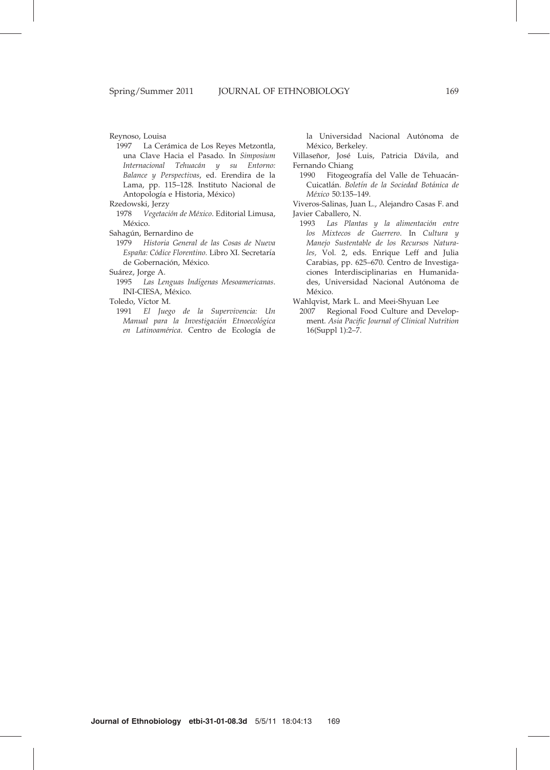Reynoso, Louisa

1997 La Cerámica de Los Reyes Metzontla, una Clave Hacia el Pasado. In *Simposium Internacional Tehuacán y su Entorno: Balance y Perspectivas*, ed. Erendira de la Lama, pp. 115–128. Instituto Nacional de Antopología e Historia, México)

Rzedowski, Jerzy

1978 *Vegetación de México*. Editorial Limusa, México.

Sahagún, Bernardino de

1979 *Historia General de las Cosas de Nueva España: Códice Florentino.* Libro XI. Secretaría de Gobernación, México.

Suárez, Jorge A.

1995 *Las Lenguas Indígenas Mesoamericanas*. INI-CIESA, México.

Toledo, Víctor M.

1991 *El Juego de la Supervivencia: Un Manual para la Investigación Etnoecológica en Latinoamérica*. Centro de Ecología de la Universidad Nacional Autónoma de México, Berkeley.

Villaseñor, José Luis, Patricia Dávila, and Fernando Chiang

1990 Fitogeografía del Valle de Tehuacán-Cuicatlán. *Boletín de la Sociedad Botánica de México* 50:135–149.

Viveros-Salinas, Juan L., Alejandro Casas F. and Javier Caballero, N.

1993 *Las Plantas y la alimentación entre los Mixtecos de Guerrero*. In *Cultura y Manejo Sustentable de los Recursos Naturales,* Vol. 2, eds. Enrique Leff and Julia Carabias, pp. 625–670. Centro de Investigaciones Interdisciplinarias en Humanidades, Universidad Nacional Autónoma de México.

Wahlqvist, Mark L. and Meei-Shyuan Lee

2007 Regional Food Culture and Development. *Asia Pacific Journal of Clinical Nutrition* 16(Suppl 1):2–7.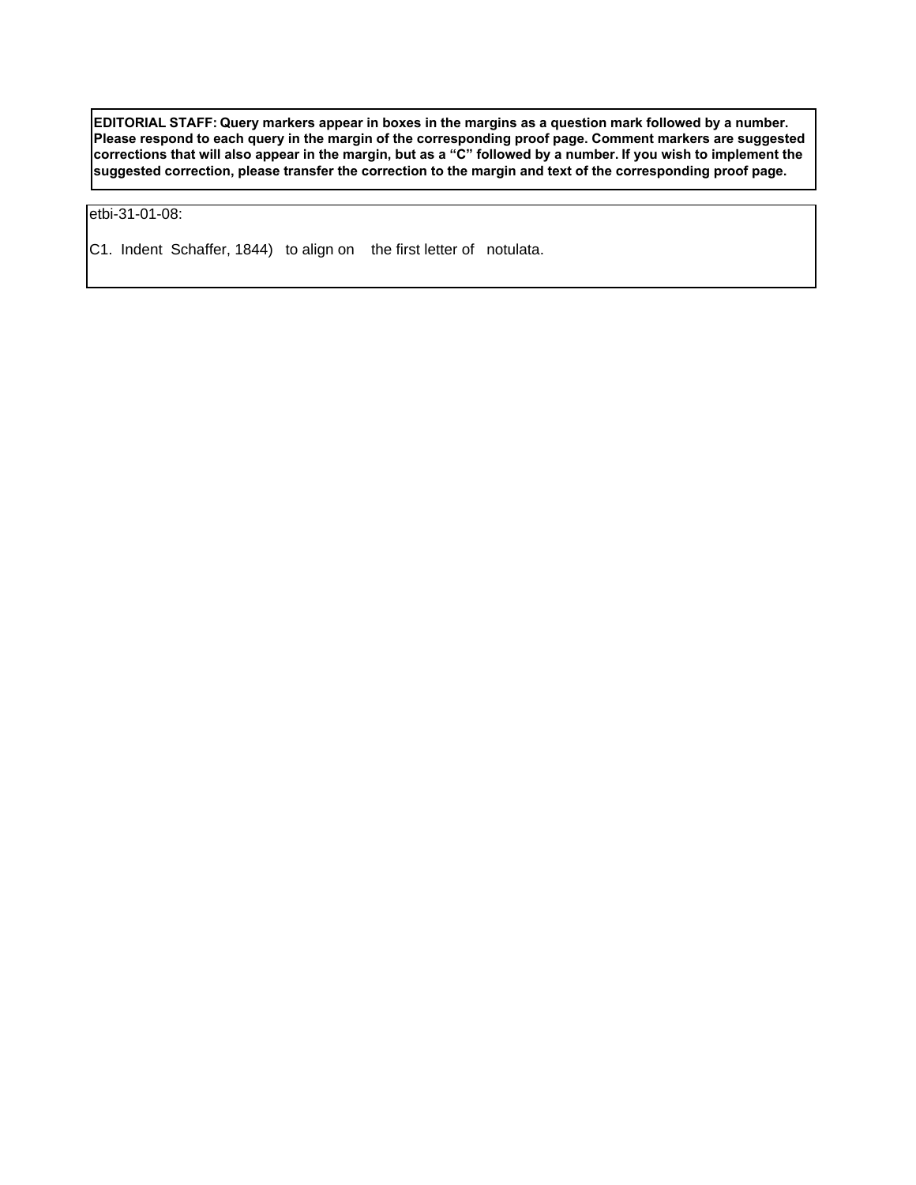**EDITORIAL STAFF: Query markers appear in boxes in the margins as a question mark followed by a number. Please respond to each query in the margin of the corresponding proof page. Comment markers are suggested corrections that will also appear in the margin, but as a "C" followed by a number. If you wish to implement the suggested correction, please transfer the correction to the margin and text of the corresponding proof page.**

etbi-31-01-08:

C1. Indent Schaffer, 1844) to align on the first letter of notulata.